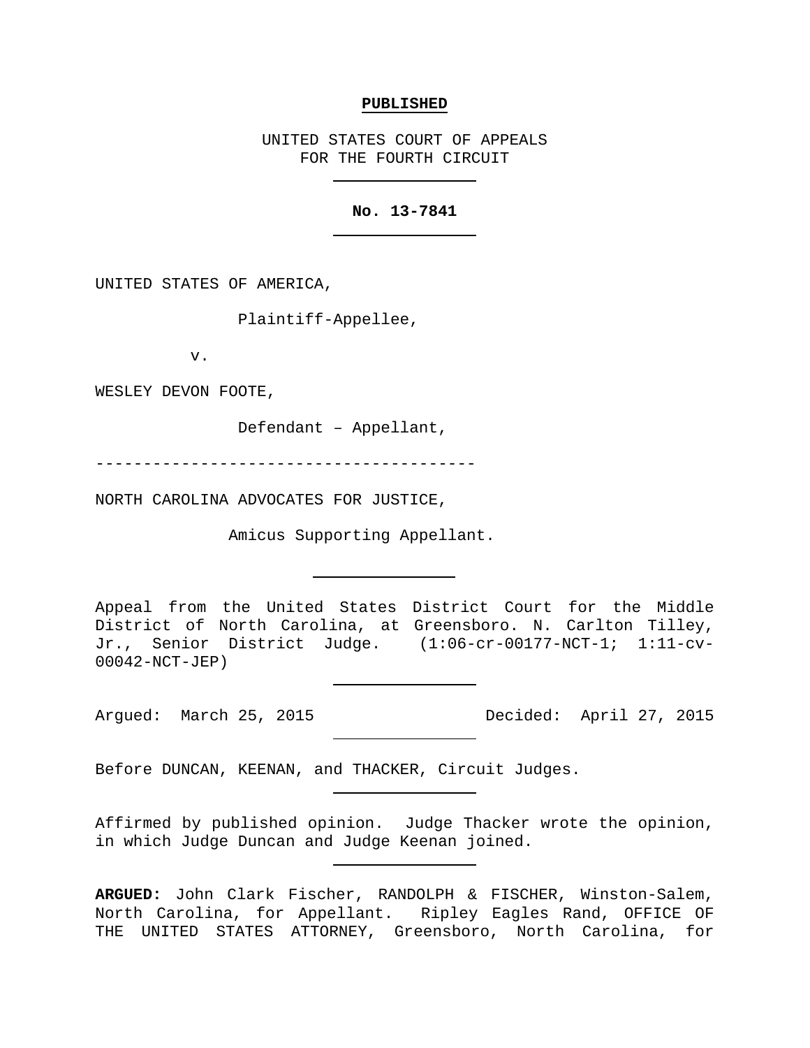**PUBLISHED**

UNITED STATES COURT OF APPEALS
FOR THE FOURTH CIRCUIT

---

**No. 13-7841**

---

UNITED STATES OF AMERICA,

Plaintiff-Appellee,

v.

WESLEY DEVON FOOTE,

Defendant – Appellant,

------------------------------------------

NORTH CAROLINA ADVOCATES FOR JUSTICE,

Amicus Supporting Appellant.

---

Appeal from the United States District Court for the Middle District of North Carolina, at Greensboro. N. Carlton Tilley, Jr., Senior District Judge. (1:06-cr-00177-NCT-1; 1:11-cv-00042-NCT-JEP)

---

Argued: March 25, 2015 Decided: April 27, 2015

---

Before DUNCAN, KEENAN, and THACKER, Circuit Judges.

---

Affirmed by published opinion. Judge Thacker wrote the opinion, in which Judge Duncan and Judge Keenan joined.

---

**ARGUED:** John Clark Fischer, RANDOLPH & FISCHER, Winston-Salem, North Carolina, for Appellant. Ripley Eagles Rand, OFFICE OF THE UNITED STATES ATTORNEY, Greensboro, North Carolina, for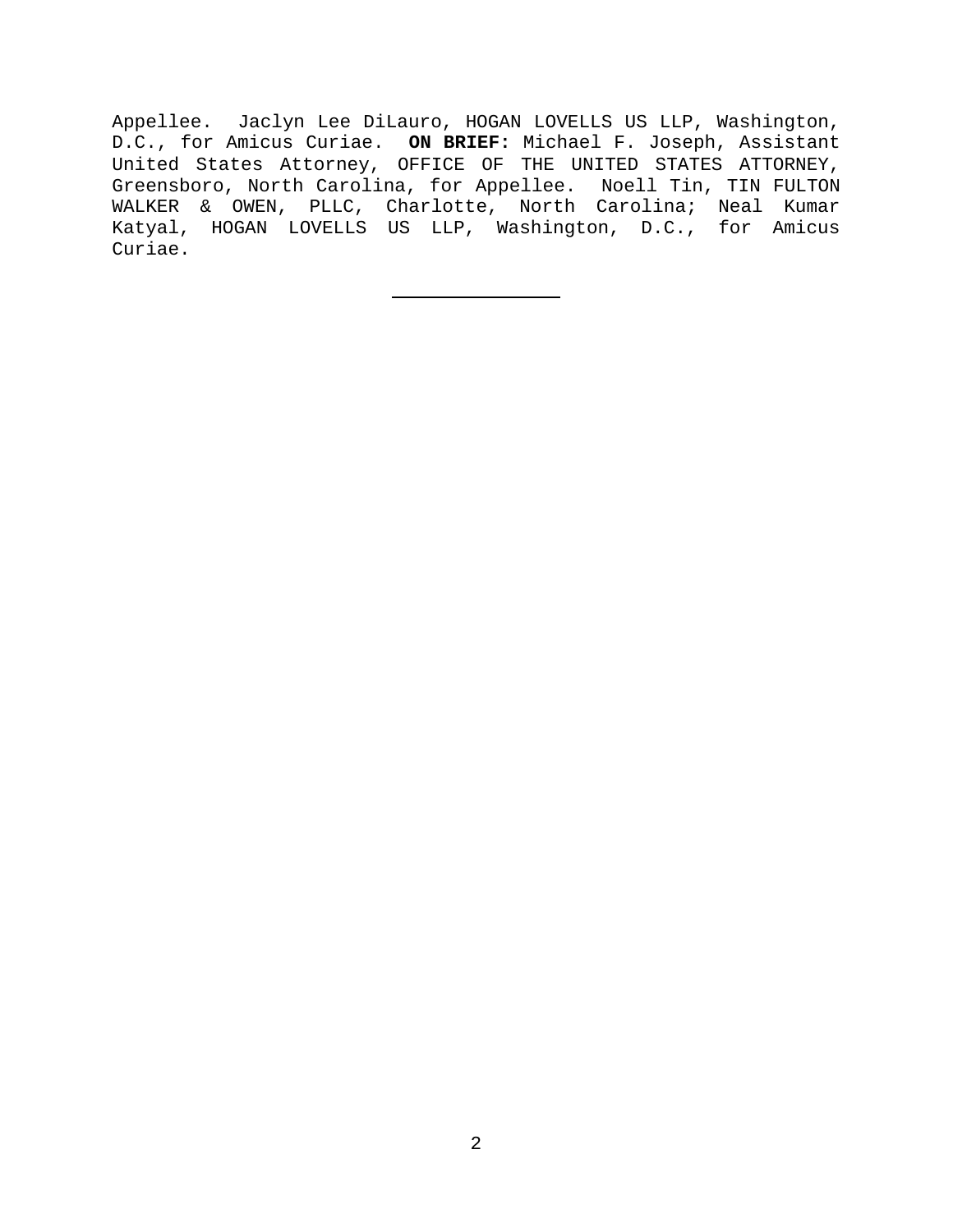Appellee. Jaclyn Lee DiLauro, HOGAN LOVELLS US LLP, Washington, D.C., for Amicus Curiae. **ON BRIEF:** Michael F. Joseph, Assistant United States Attorney, OFFICE OF THE UNITED STATES ATTORNEY, Greensboro, North Carolina, for Appellee. Noell Tin, TIN FULTON WALKER & OWEN, PLLC, Charlotte, North Carolina; Neal Kumar Katyal, HOGAN LOVELLS US LLP, Washington, D.C., for Amicus Curiae.

---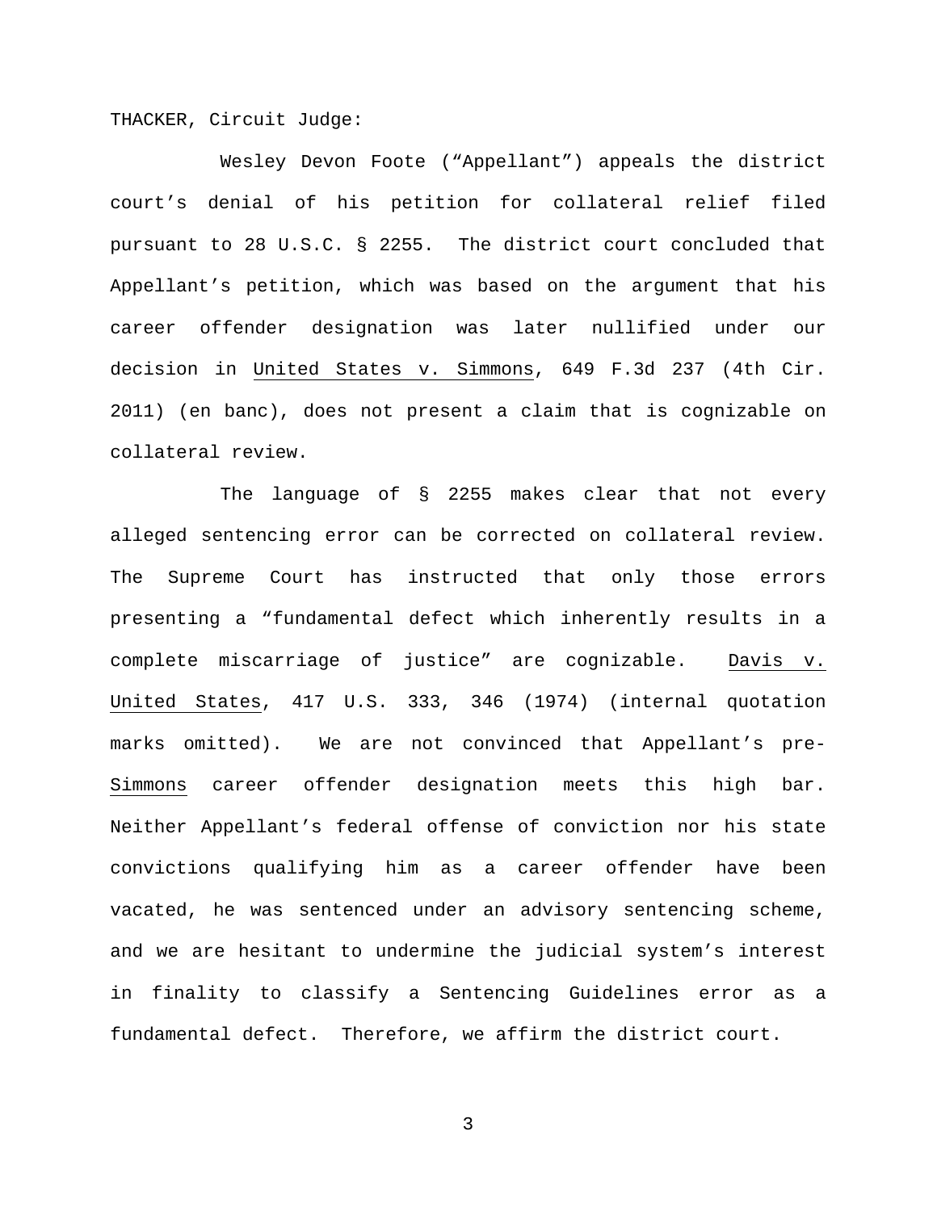THACKER, Circuit Judge:

Wesley Devon Foote ("Appellant") appeals the district court's denial of his petition for collateral relief filed pursuant to 28 U.S.C. § 2255. The district court concluded that Appellant's petition, which was based on the argument that his career offender designation was later nullified under our decision in United States v. Simmons, 649 F.3d 237 (4th Cir. 2011) (en banc), does not present a claim that is cognizable on collateral review.

The language of § 2255 makes clear that not every alleged sentencing error can be corrected on collateral review. The Supreme Court has instructed that only those errors presenting a "fundamental defect which inherently results in a complete miscarriage of justice" are cognizable. Davis v. United States, 417 U.S. 333, 346 (1974) (internal quotation marks omitted). We are not convinced that Appellant's pre-Simmons career offender designation meets this high bar. Neither Appellant's federal offense of conviction nor his state convictions qualifying him as a career offender have been vacated, he was sentenced under an advisory sentencing scheme, and we are hesitant to undermine the judicial system's interest in finality to classify a Sentencing Guidelines error as a fundamental defect. Therefore, we affirm the district court.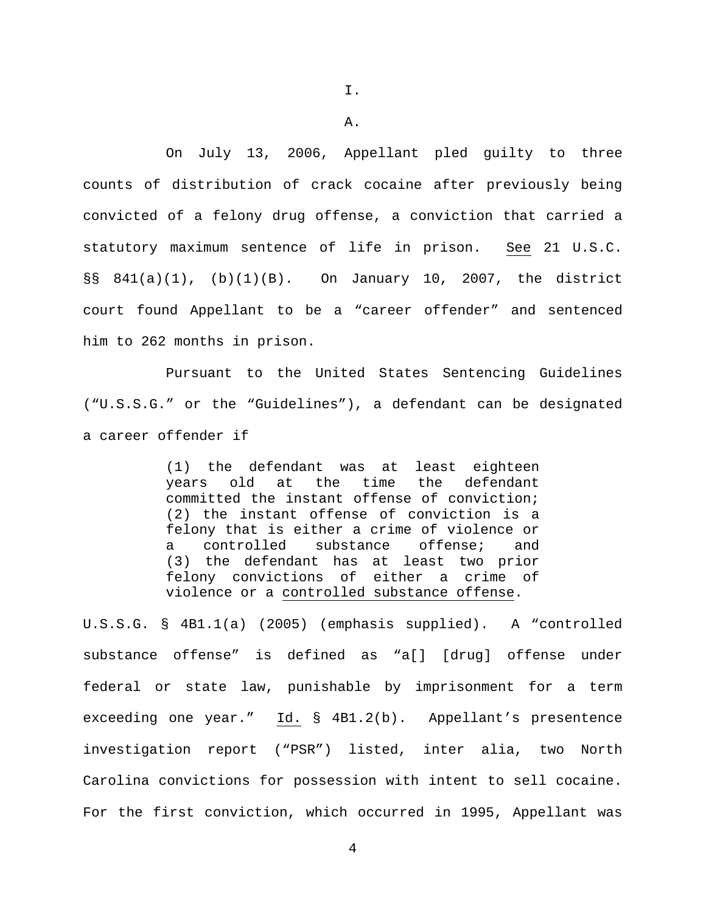I.

A.

On July 13, 2006, Appellant pled guilty to three counts of distribution of crack cocaine after previously being convicted of a felony drug offense, a conviction that carried a statutory maximum sentence of life in prison. See 21 U.S.C. §§ 841(a)(1), (b)(1)(B). On January 10, 2007, the district court found Appellant to be a "career offender" and sentenced him to 262 months in prison.

Pursuant to the United States Sentencing Guidelines ("U.S.S.G." or the "Guidelines"), a defendant can be designated a career offender if

> (1) the defendant was at least eighteen years old at the time the defendant committed the instant offense of conviction; (2) the instant offense of conviction is a felony that is either a crime of violence or a controlled substance offense; and (3) the defendant has at least two prior felony convictions of either a crime of violence or a controlled substance offense.

U.S.S.G. § 4B1.1(a) (2005) (emphasis supplied). A "controlled substance offense" is defined as "a[] [drug] offense under federal or state law, punishable by imprisonment for a term exceeding one year." Id. § 4B1.2(b). Appellant's presentence investigation report ("PSR") listed, inter alia, two North Carolina convictions for possession with intent to sell cocaine. For the first conviction, which occurred in 1995, Appellant was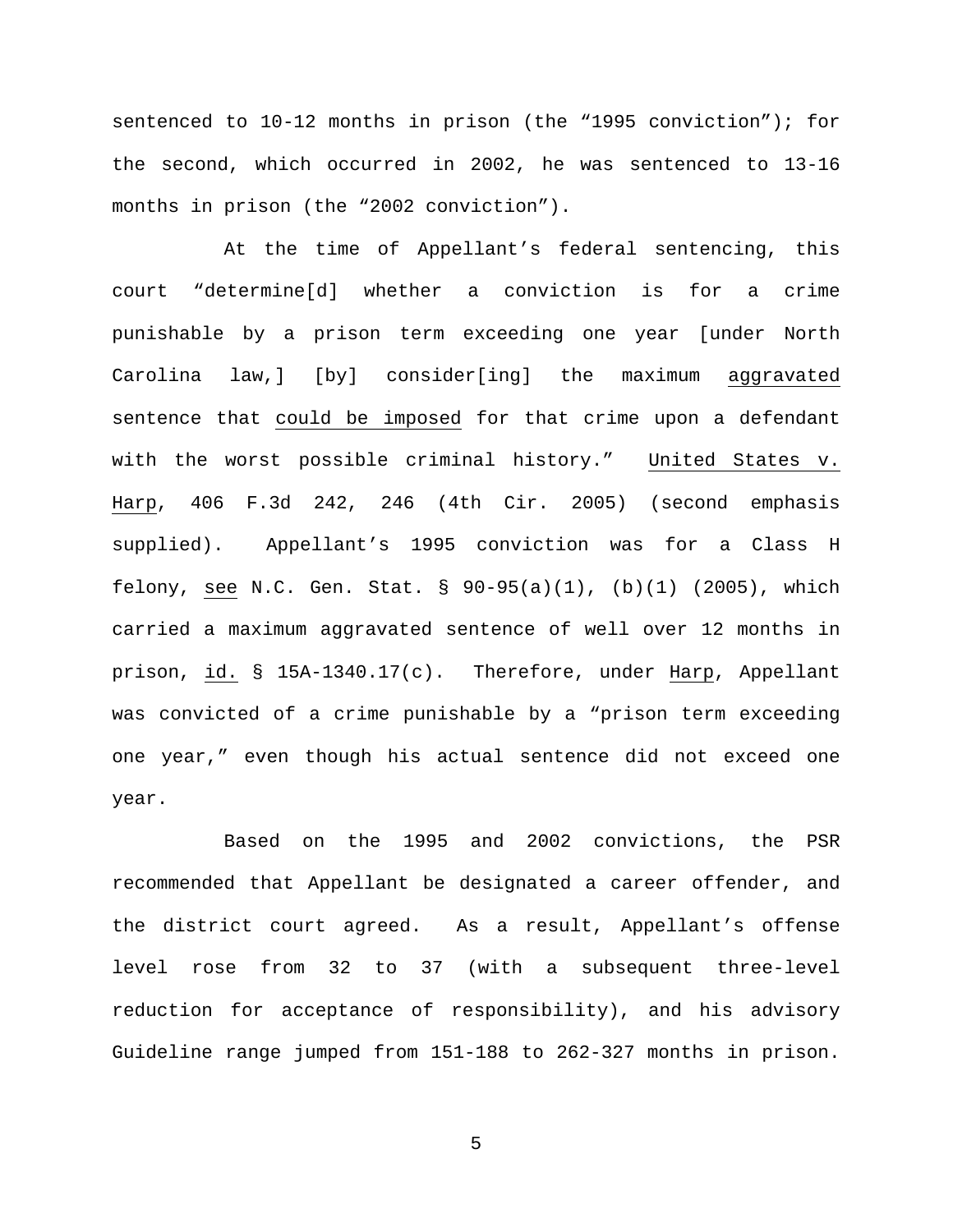sentenced to 10-12 months in prison (the "1995 conviction"); for the second, which occurred in 2002, he was sentenced to 13-16 months in prison (the "2002 conviction").

At the time of Appellant's federal sentencing, this court "determine[d] whether a conviction is for a crime punishable by a prison term exceeding one year [under North Carolina law,] [by] consider[ing] the maximum <u>aggravated</u> sentence that <u>could be imposed</u> for that crime upon a defendant with the worst possible criminal history." <u>United States v. Harp</u>, 406 F.3d 242, 246 (4th Cir. 2005) (second emphasis supplied). Appellant's 1995 conviction was for a Class H felony, <u>see</u> N.C. Gen. Stat. § 90-95(a)(1), (b)(1) (2005), which carried a maximum aggravated sentence of well over 12 months in prison, <u>id.</u> § 15A-1340.17(c). Therefore, under <u>Harp</u>, Appellant was convicted of a crime punishable by a "prison term exceeding one year," even though his actual sentence did not exceed one year.

Based on the 1995 and 2002 convictions, the PSR recommended that Appellant be designated a career offender, and the district court agreed. As a result, Appellant's offense level rose from 32 to 37 (with a subsequent three-level reduction for acceptance of responsibility), and his advisory Guideline range jumped from 151-188 to 262-327 months in prison.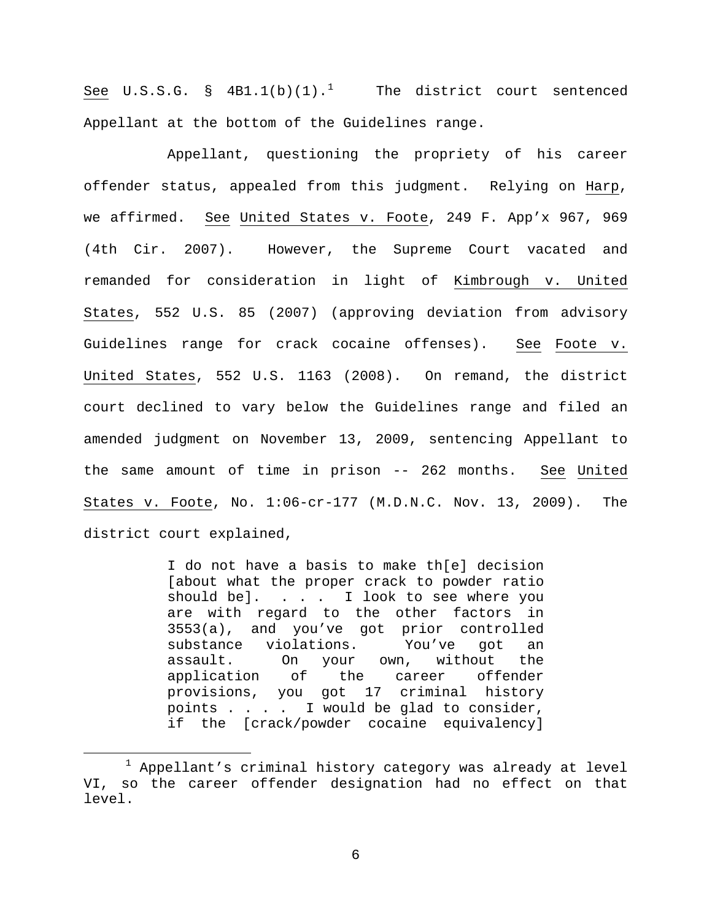See U.S.S.G. § 4B1.1(b)(1).[1] The district court sentenced Appellant at the bottom of the Guidelines range.

Appellant, questioning the propriety of his career offender status, appealed from this judgment. Relying on Harp, we affirmed. See United States v. Foote, 249 F. App'x 967, 969 (4th Cir. 2007). However, the Supreme Court vacated and remanded for consideration in light of Kimbrough v. United States, 552 U.S. 85 (2007) (approving deviation from advisory Guidelines range for crack cocaine offenses). See Foote v. United States, 552 U.S. 1163 (2008). On remand, the district court declined to vary below the Guidelines range and filed an amended judgment on November 13, 2009, sentencing Appellant to the same amount of time in prison -- 262 months. See United States v. Foote, No. 1:06-cr-177 (M.D.N.C. Nov. 13, 2009). The district court explained,

> I do not have a basis to make th[e] decision [about what the proper crack to powder ratio should be]. . . . I look to see where you are with regard to the other factors in 3553(a), and you've got prior controlled substance violations. You've got an assault. On your own, without the application of the career offender provisions, you got 17 criminal history points . . . . I would be glad to consider, if the [crack/powder cocaine equivalency]

[1] Appellant's criminal history category was already at level VI, so the career offender designation had no effect on that level.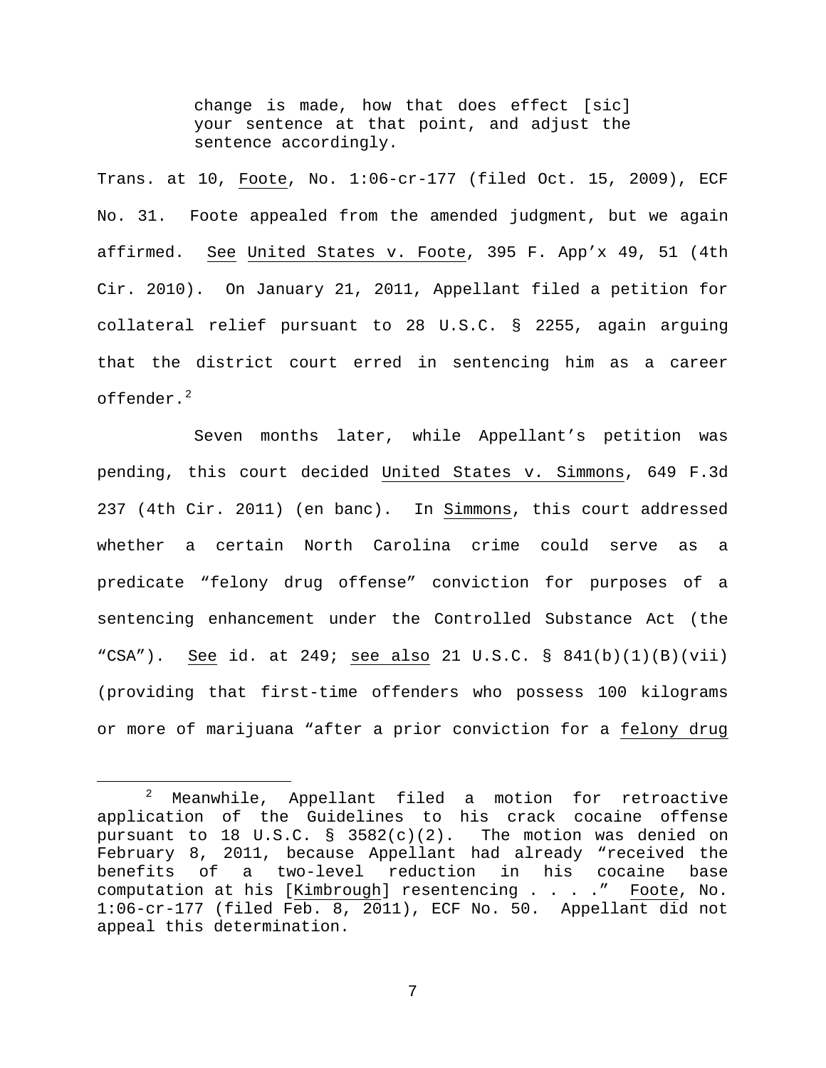> change is made, how that does effect [sic] your sentence at that point, and adjust the sentence accordingly.

Trans. at 10, Foote, No. 1:06-cr-177 (filed Oct. 15, 2009), ECF No. 31. Foote appealed from the amended judgment, but we again affirmed. See United States v. Foote, 395 F. App'x 49, 51 (4th Cir. 2010). On January 21, 2011, Appellant filed a petition for collateral relief pursuant to 28 U.S.C. § 2255, again arguing that the district court erred in sentencing him as a career offender.[2]

Seven months later, while Appellant's petition was pending, this court decided United States v. Simmons, 649 F.3d 237 (4th Cir. 2011) (en banc). In Simmons, this court addressed whether a certain North Carolina crime could serve as a predicate "felony drug offense" conviction for purposes of a sentencing enhancement under the Controlled Substance Act (the "CSA"). See id. at 249; see also 21 U.S.C. § 841(b)(1)(B)(vii) (providing that first-time offenders who possess 100 kilograms or more of marijuana "after a prior conviction for a felony drug

---

[2] Meanwhile, Appellant filed a motion for retroactive application of the Guidelines to his crack cocaine offense pursuant to 18 U.S.C. § 3582(c)(2). The motion was denied on February 8, 2011, because Appellant had already "received the benefits of a two-level reduction in his cocaine base computation at his [Kimbrough] resentencing . . . ." Foote, No. 1:06-cr-177 (filed Feb. 8, 2011), ECF No. 50. Appellant did not appeal this determination.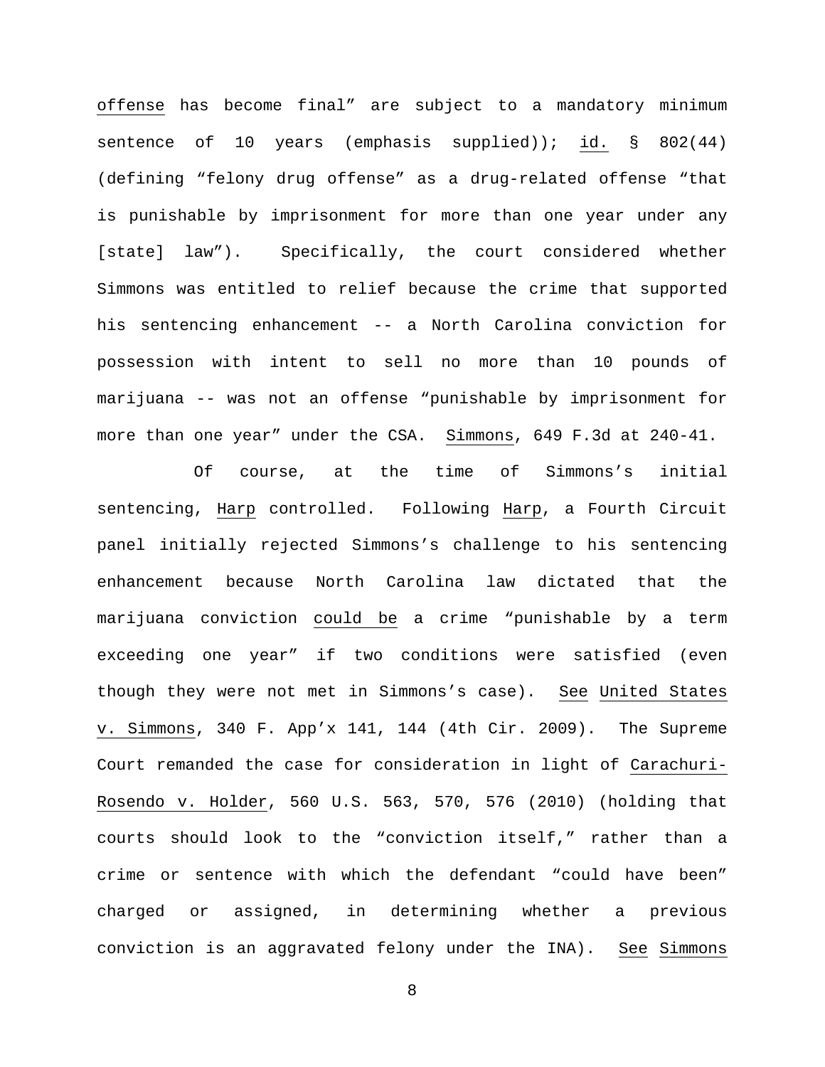offense has become final" are subject to a mandatory minimum sentence of 10 years (emphasis supplied)); id. § 802(44) (defining "felony drug offense" as a drug-related offense "that is punishable by imprisonment for more than one year under any [state] law"). Specifically, the court considered whether Simmons was entitled to relief because the crime that supported his sentencing enhancement -- a North Carolina conviction for possession with intent to sell no more than 10 pounds of marijuana -- was not an offense "punishable by imprisonment for more than one year" under the CSA. Simmons, 649 F.3d at 240-41.

Of course, at the time of Simmons's initial sentencing, Harp controlled. Following Harp, a Fourth Circuit panel initially rejected Simmons's challenge to his sentencing enhancement because North Carolina law dictated that the marijuana conviction could be a crime "punishable by a term exceeding one year" if two conditions were satisfied (even though they were not met in Simmons's case). See United States v. Simmons, 340 F. App'x 141, 144 (4th Cir. 2009). The Supreme Court remanded the case for consideration in light of Carachuri-Rosendo v. Holder, 560 U.S. 563, 570, 576 (2010) (holding that courts should look to the "conviction itself," rather than a crime or sentence with which the defendant "could have been" charged or assigned, in determining whether a previous conviction is an aggravated felony under the INA). See Simmons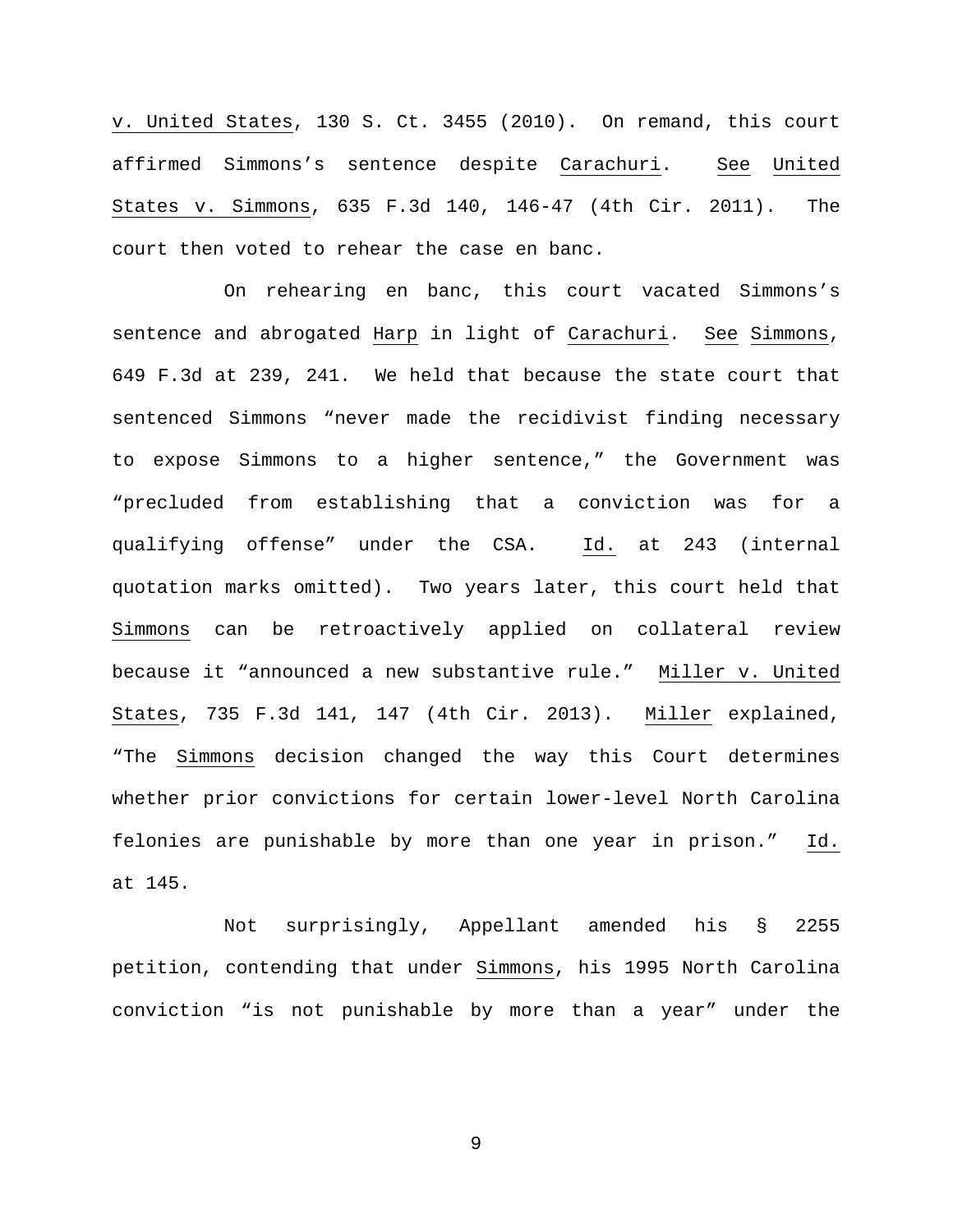v. United States, 130 S. Ct. 3455 (2010). On remand, this court affirmed Simmons's sentence despite Carachuri. See United States v. Simmons, 635 F.3d 140, 146-47 (4th Cir. 2011). The court then voted to rehear the case en banc.

On rehearing en banc, this court vacated Simmons's sentence and abrogated Harp in light of Carachuri. See Simmons, 649 F.3d at 239, 241. We held that because the state court that sentenced Simmons "never made the recidivist finding necessary to expose Simmons to a higher sentence," the Government was "precluded from establishing that a conviction was for a qualifying offense" under the CSA. Id. at 243 (internal quotation marks omitted). Two years later, this court held that Simmons can be retroactively applied on collateral review because it "announced a new substantive rule." Miller v. United States, 735 F.3d 141, 147 (4th Cir. 2013). Miller explained, "The Simmons decision changed the way this Court determines whether prior convictions for certain lower-level North Carolina felonies are punishable by more than one year in prison." Id. at 145.

Not surprisingly, Appellant amended his § 2255 petition, contending that under Simmons, his 1995 North Carolina conviction "is not punishable by more than a year" under the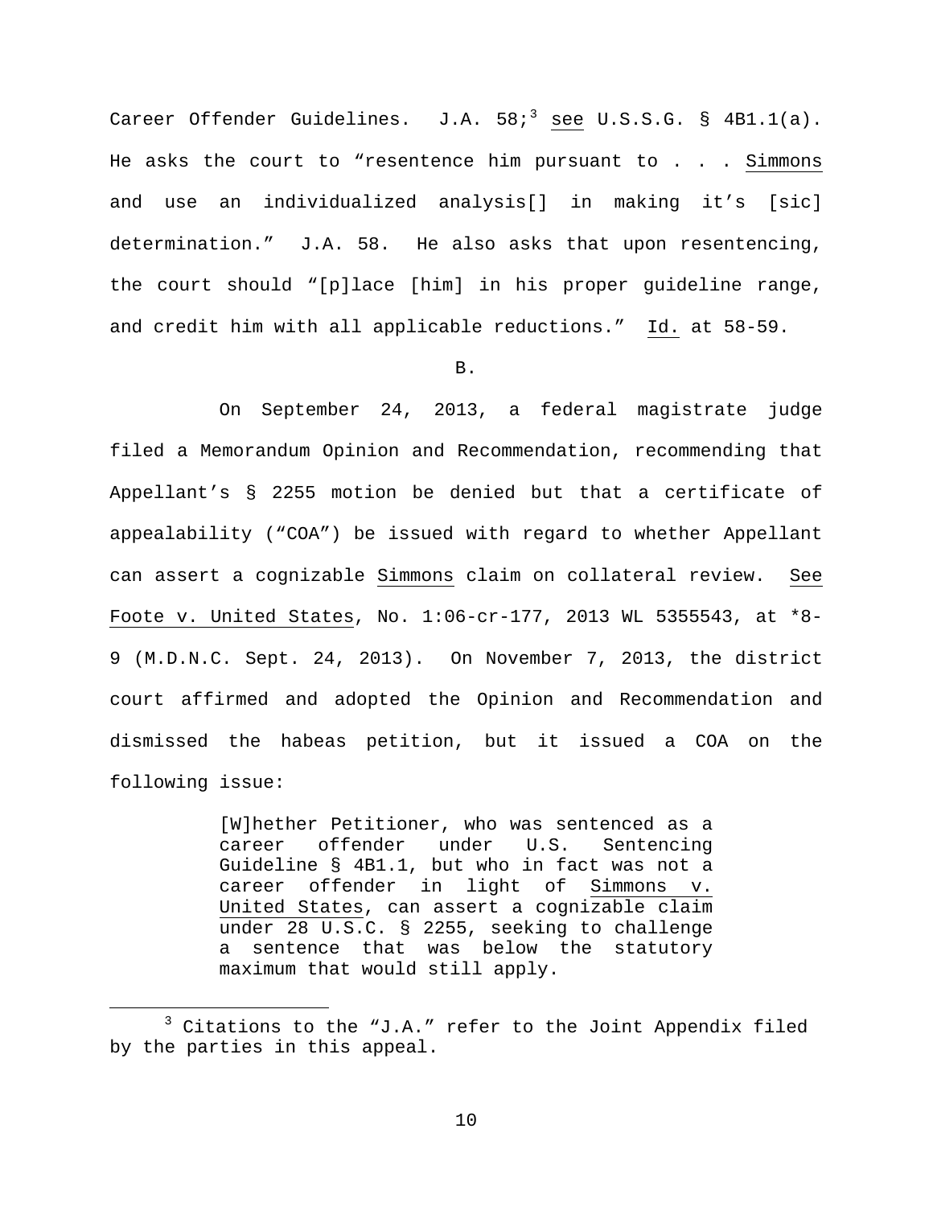Career Offender Guidelines. J.A. 58;[3] see U.S.S.G. § 4B1.1(a). He asks the court to "resentence him pursuant to . . . Simmons and use an individualized analysis[] in making it's [sic] determination." J.A. 58. He also asks that upon resentencing, the court should "[p]lace [him] in his proper guideline range, and credit him with all applicable reductions." Id. at 58-59.

B.

On September 24, 2013, a federal magistrate judge filed a Memorandum Opinion and Recommendation, recommending that Appellant's § 2255 motion be denied but that a certificate of appealability ("COA") be issued with regard to whether Appellant can assert a cognizable Simmons claim on collateral review. See Foote v. United States, No. 1:06-cr-177, 2013 WL 5355543, at *8-9 (M.D.N.C. Sept. 24, 2013). On November 7, 2013, the district court affirmed and adopted the Opinion and Recommendation and dismissed the habeas petition, but it issued a COA on the following issue:

> [W]hether Petitioner, who was sentenced as a career offender under U.S. Sentencing Guideline § 4B1.1, but who in fact was not a career offender in light of Simmons v. United States, can assert a cognizable claim under 28 U.S.C. § 2255, seeking to challenge a sentence that was below the statutory maximum that would still apply.

---

[3] Citations to the "J.A." refer to the Joint Appendix filed by the parties in this appeal.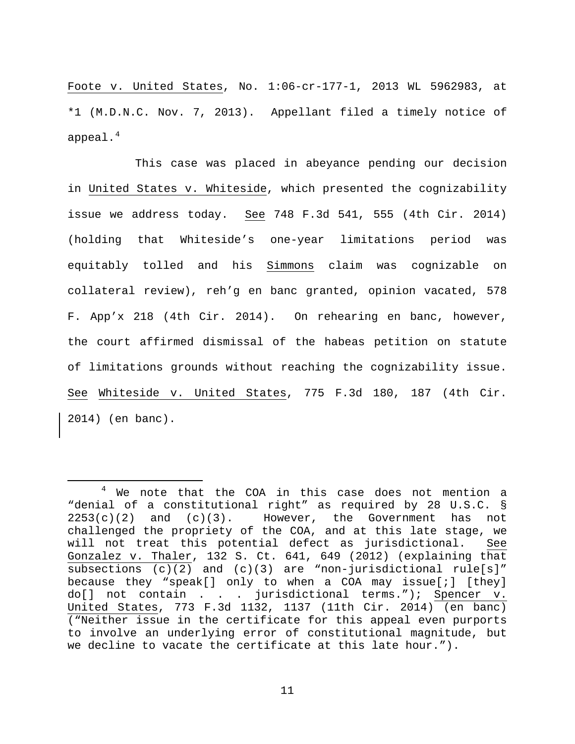Foote v. United States, No. 1:06-cr-177-1, 2013 WL 5962983, at *1 (M.D.N.C. Nov. 7, 2013). Appellant filed a timely notice of appeal.[4]

This case was placed in abeyance pending our decision in United States v. Whiteside, which presented the cognizability issue we address today. See 748 F.3d 541, 555 (4th Cir. 2014) (holding that Whiteside's one-year limitations period was equitably tolled and his Simmons claim was cognizable on collateral review), reh'g en banc granted, opinion vacated, 578 F. App'x 218 (4th Cir. 2014). On rehearing en banc, however, the court affirmed dismissal of the habeas petition on statute of limitations grounds without reaching the cognizability issue. See Whiteside v. United States, 775 F.3d 180, 187 (4th Cir. 2014) (en banc).

---

[4] We note that the COA in this case does not mention a "denial of a constitutional right" as required by 28 U.S.C. § 2253(c)(2) and (c)(3). However, the Government has not challenged the propriety of the COA, and at this late stage, we will not treat this potential defect as jurisdictional. See Gonzalez v. Thaler, 132 S. Ct. 641, 649 (2012) (explaining that subsections (c)(2) and (c)(3) are "non-jurisdictional rule[s]" because they "speak[] only to when a COA may issue[;] [they] do[] not contain . . . jurisdictional terms."); Spencer v. United States, 773 F.3d 1132, 1137 (11th Cir. 2014) (en banc) ("Neither issue in the certificate for this appeal even purports to involve an underlying error of constitutional magnitude, but we decline to vacate the certificate at this late hour.").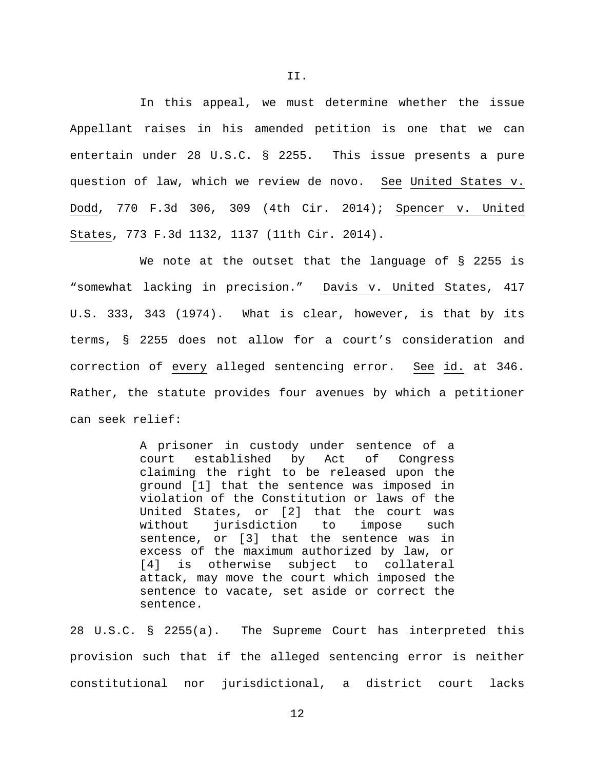## II.

In this appeal, we must determine whether the issue Appellant raises in his amended petition is one that we can entertain under 28 U.S.C. § 2255. This issue presents a pure question of law, which we review de novo. See United States v. Dodd, 770 F.3d 306, 309 (4th Cir. 2014); Spencer v. United States, 773 F.3d 1132, 1137 (11th Cir. 2014).

We note at the outset that the language of § 2255 is "somewhat lacking in precision." Davis v. United States, 417 U.S. 333, 343 (1974). What is clear, however, is that by its terms, § 2255 does not allow for a court's consideration and correction of every alleged sentencing error. See id. at 346. Rather, the statute provides four avenues by which a petitioner can seek relief:

> A prisoner in custody under sentence of a court established by Act of Congress claiming the right to be released upon the ground [1] that the sentence was imposed in violation of the Constitution or laws of the United States, or [2] that the court was without jurisdiction to impose such sentence, or [3] that the sentence was in excess of the maximum authorized by law, or [4] is otherwise subject to collateral attack, may move the court which imposed the sentence to vacate, set aside or correct the sentence.

28 U.S.C. § 2255(a). The Supreme Court has interpreted this provision such that if the alleged sentencing error is neither constitutional nor jurisdictional, a district court lacks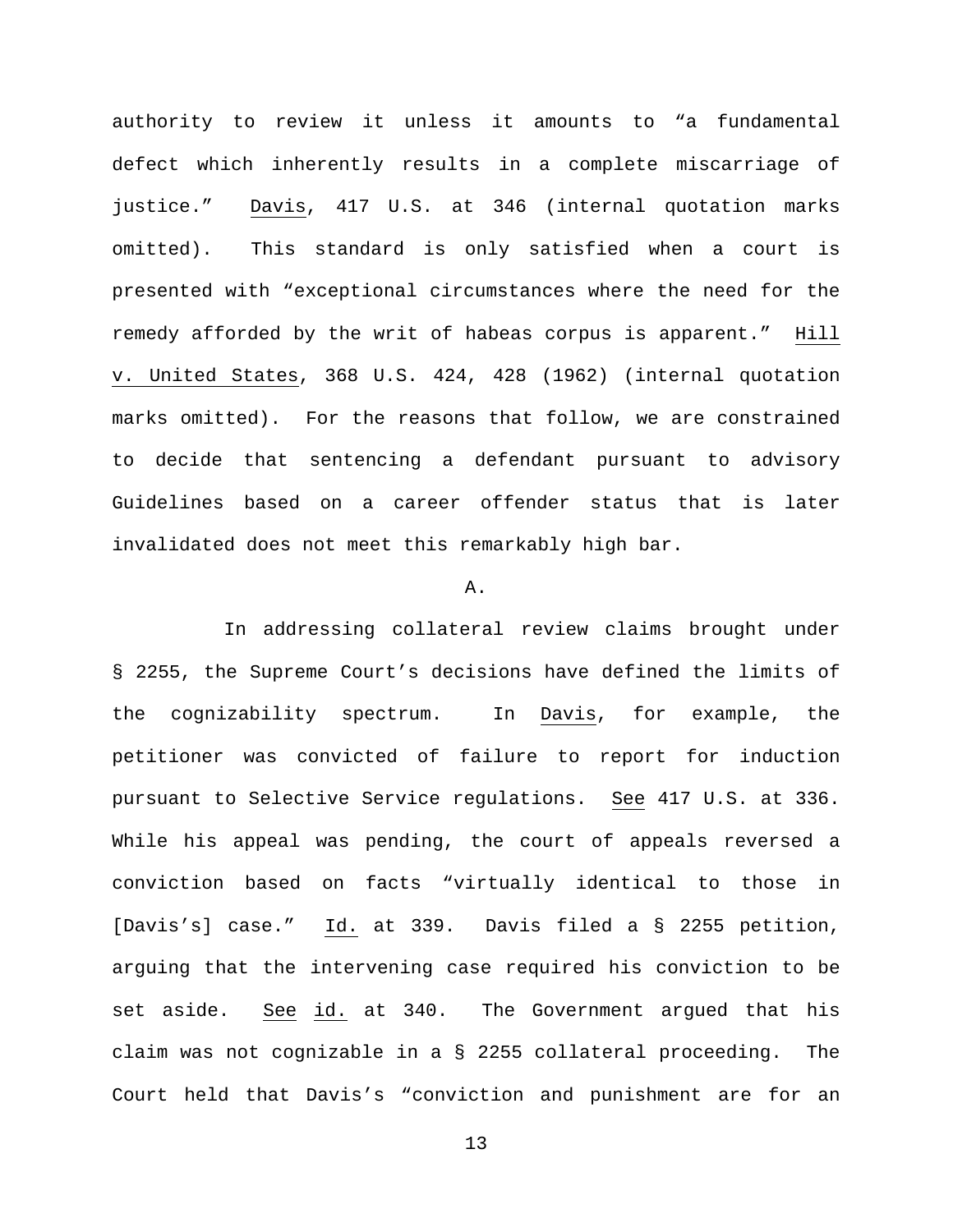authority to review it unless it amounts to "a fundamental defect which inherently results in a complete miscarriage of justice." Davis, 417 U.S. at 346 (internal quotation marks omitted). This standard is only satisfied when a court is presented with "exceptional circumstances where the need for the remedy afforded by the writ of habeas corpus is apparent." Hill v. United States, 368 U.S. 424, 428 (1962) (internal quotation marks omitted). For the reasons that follow, we are constrained to decide that sentencing a defendant pursuant to advisory Guidelines based on a career offender status that is later invalidated does not meet this remarkably high bar.

A.

In addressing collateral review claims brought under § 2255, the Supreme Court's decisions have defined the limits of the cognizability spectrum. In Davis, for example, the petitioner was convicted of failure to report for induction pursuant to Selective Service regulations. See 417 U.S. at 336. While his appeal was pending, the court of appeals reversed a conviction based on facts "virtually identical to those in [Davis's] case." Id. at 339. Davis filed a § 2255 petition, arguing that the intervening case required his conviction to be set aside. See id. at 340. The Government argued that his claim was not cognizable in a § 2255 collateral proceeding. The Court held that Davis's "conviction and punishment are for an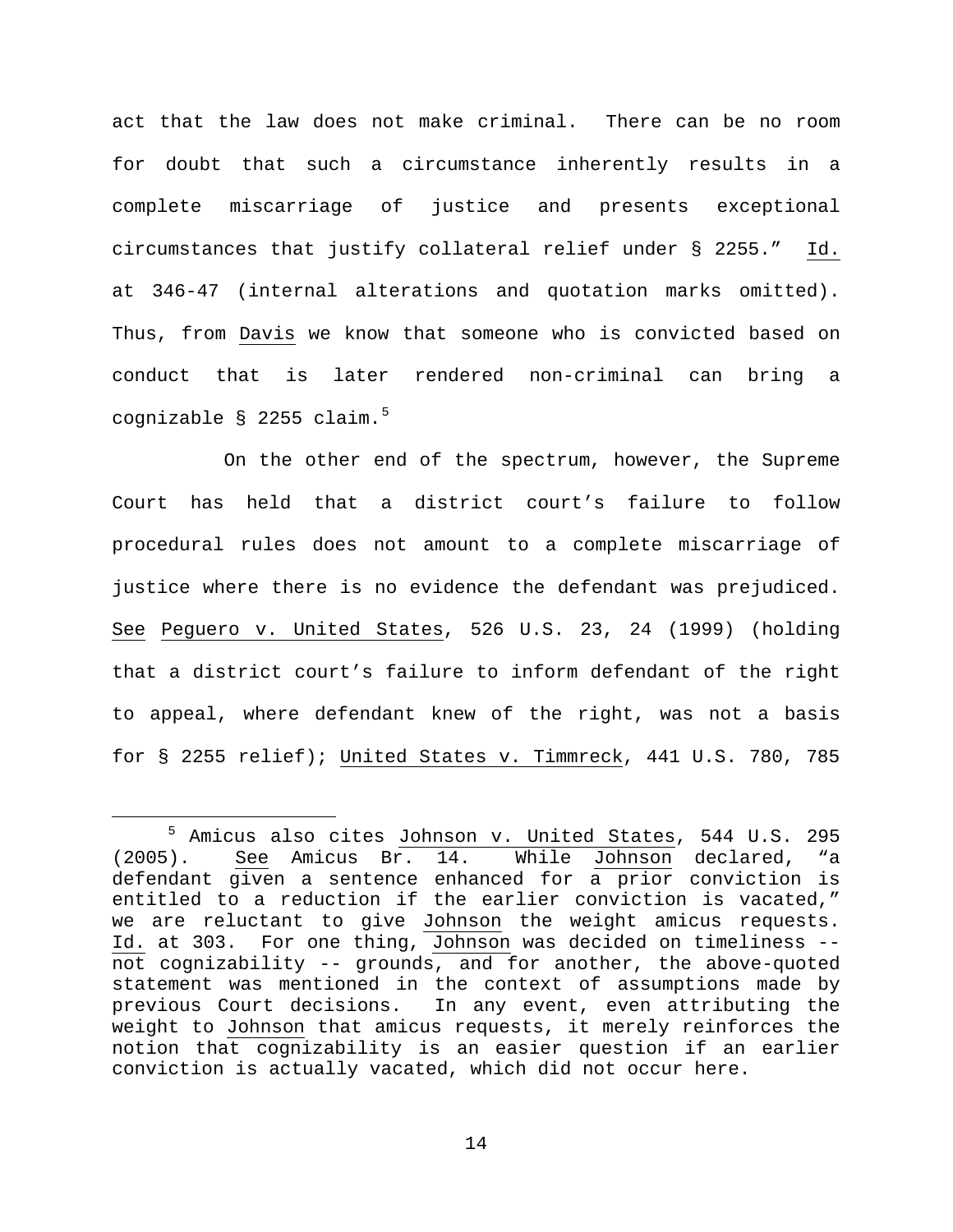act that the law does not make criminal. There can be no room for doubt that such a circumstance inherently results in a complete miscarriage of justice and presents exceptional circumstances that justify collateral relief under § 2255." Id. at 346-47 (internal alterations and quotation marks omitted). Thus, from Davis we know that someone who is convicted based on conduct that is later rendered non-criminal can bring a cognizable § 2255 claim.[5]

On the other end of the spectrum, however, the Supreme Court has held that a district court's failure to follow procedural rules does not amount to a complete miscarriage of justice where there is no evidence the defendant was prejudiced. See Peguero v. United States, 526 U.S. 23, 24 (1999) (holding that a district court's failure to inform defendant of the right to appeal, where defendant knew of the right, was not a basis for § 2255 relief); United States v. Timmreck, 441 U.S. 780, 785

---

[5] Amicus also cites Johnson v. United States, 544 U.S. 295 (2005). See Amicus Br. 14. While Johnson declared, "a defendant given a sentence enhanced for a prior conviction is entitled to a reduction if the earlier conviction is vacated," we are reluctant to give Johnson the weight amicus requests. Id. at 303. For one thing, Johnson was decided on timeliness -- not cognizability -- grounds, and for another, the above-quoted statement was mentioned in the context of assumptions made by previous Court decisions. In any event, even attributing the weight to Johnson that amicus requests, it merely reinforces the notion that cognizability is an easier question if an earlier conviction is actually vacated, which did not occur here.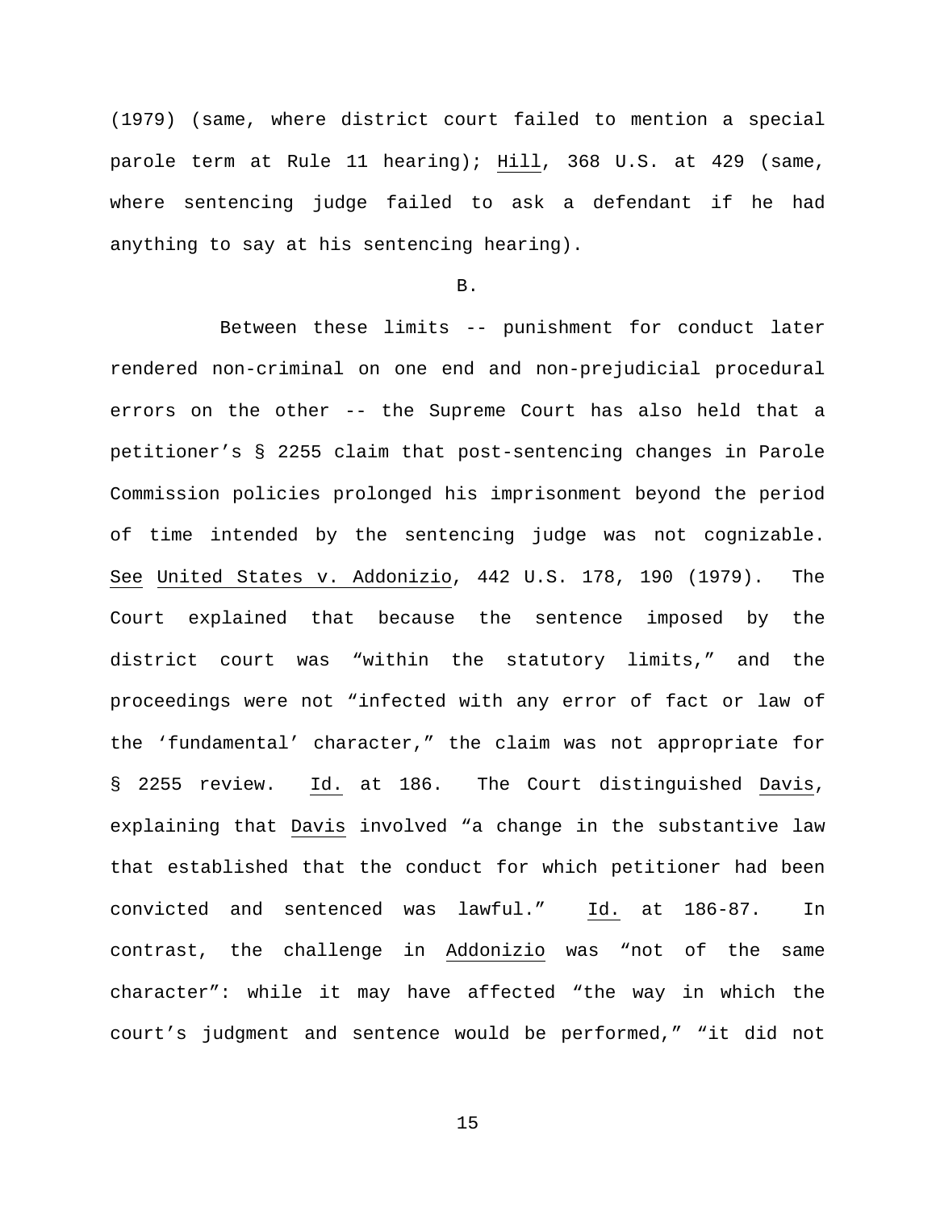(1979) (same, where district court failed to mention a special parole term at Rule 11 hearing); Hill, 368 U.S. at 429 (same, where sentencing judge failed to ask a defendant if he had anything to say at his sentencing hearing).

B.

Between these limits -- punishment for conduct later rendered non-criminal on one end and non-prejudicial procedural errors on the other -- the Supreme Court has also held that a petitioner's § 2255 claim that post-sentencing changes in Parole Commission policies prolonged his imprisonment beyond the period of time intended by the sentencing judge was not cognizable. See United States v. Addonizio, 442 U.S. 178, 190 (1979). The Court explained that because the sentence imposed by the district court was "within the statutory limits," and the proceedings were not "infected with any error of fact or law of the 'fundamental' character," the claim was not appropriate for § 2255 review. Id. at 186. The Court distinguished Davis, explaining that Davis involved "a change in the substantive law that established that the conduct for which petitioner had been convicted and sentenced was lawful." Id. at 186-87. In contrast, the challenge in Addonizio was "not of the same character": while it may have affected "the way in which the court's judgment and sentence would be performed," "it did not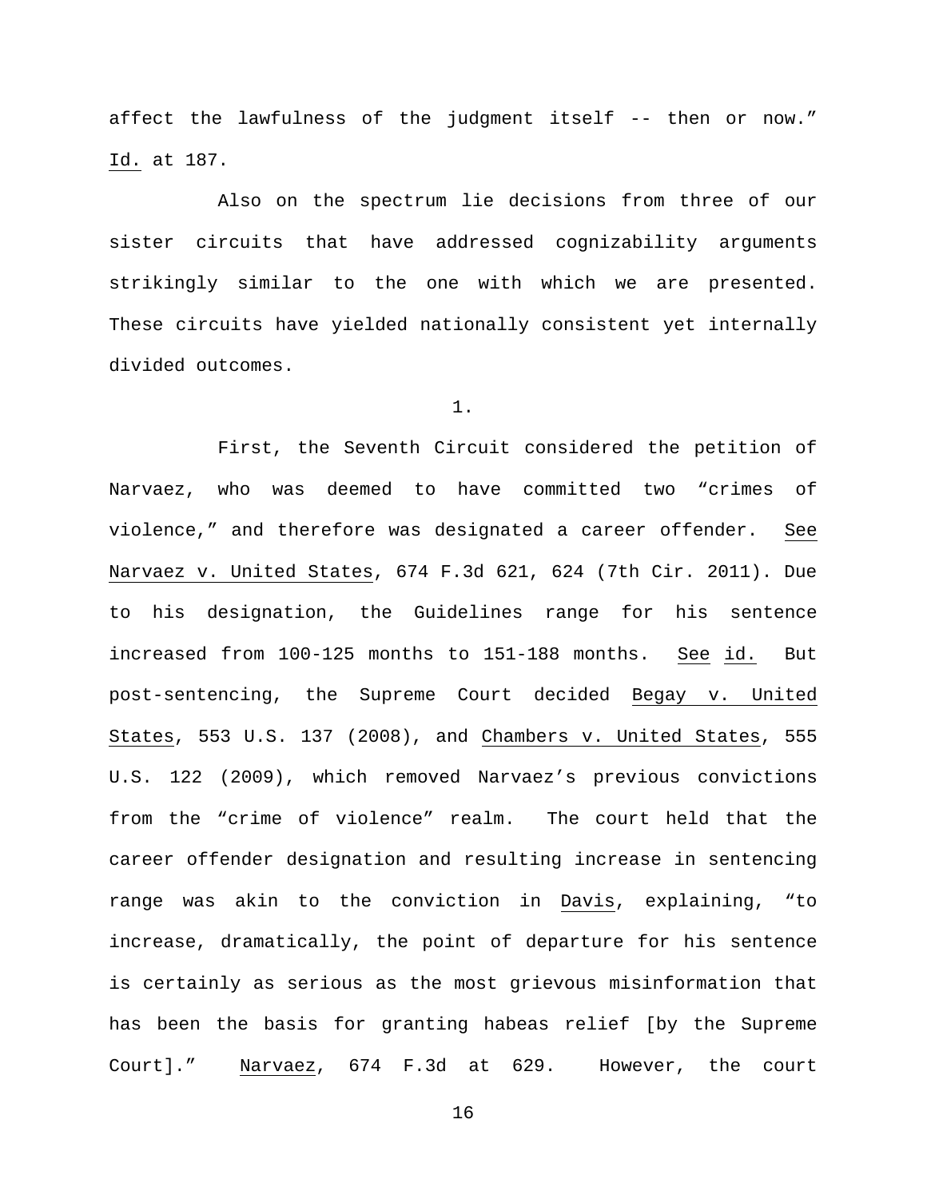affect the lawfulness of the judgment itself -- then or now." Id. at 187.

Also on the spectrum lie decisions from three of our sister circuits that have addressed cognizability arguments strikingly similar to the one with which we are presented. These circuits have yielded nationally consistent yet internally divided outcomes.

1.

First, the Seventh Circuit considered the petition of Narvaez, who was deemed to have committed two "crimes of violence," and therefore was designated a career offender. See Narvaez v. United States, 674 F.3d 621, 624 (7th Cir. 2011). Due to his designation, the Guidelines range for his sentence increased from 100-125 months to 151-188 months. See id. But post-sentencing, the Supreme Court decided Begay v. United States, 553 U.S. 137 (2008), and Chambers v. United States, 555 U.S. 122 (2009), which removed Narvaez's previous convictions from the "crime of violence" realm. The court held that the career offender designation and resulting increase in sentencing range was akin to the conviction in Davis, explaining, "to increase, dramatically, the point of departure for his sentence is certainly as serious as the most grievous misinformation that has been the basis for granting habeas relief [by the Supreme Court]." Narvaez, 674 F.3d at 629. However, the court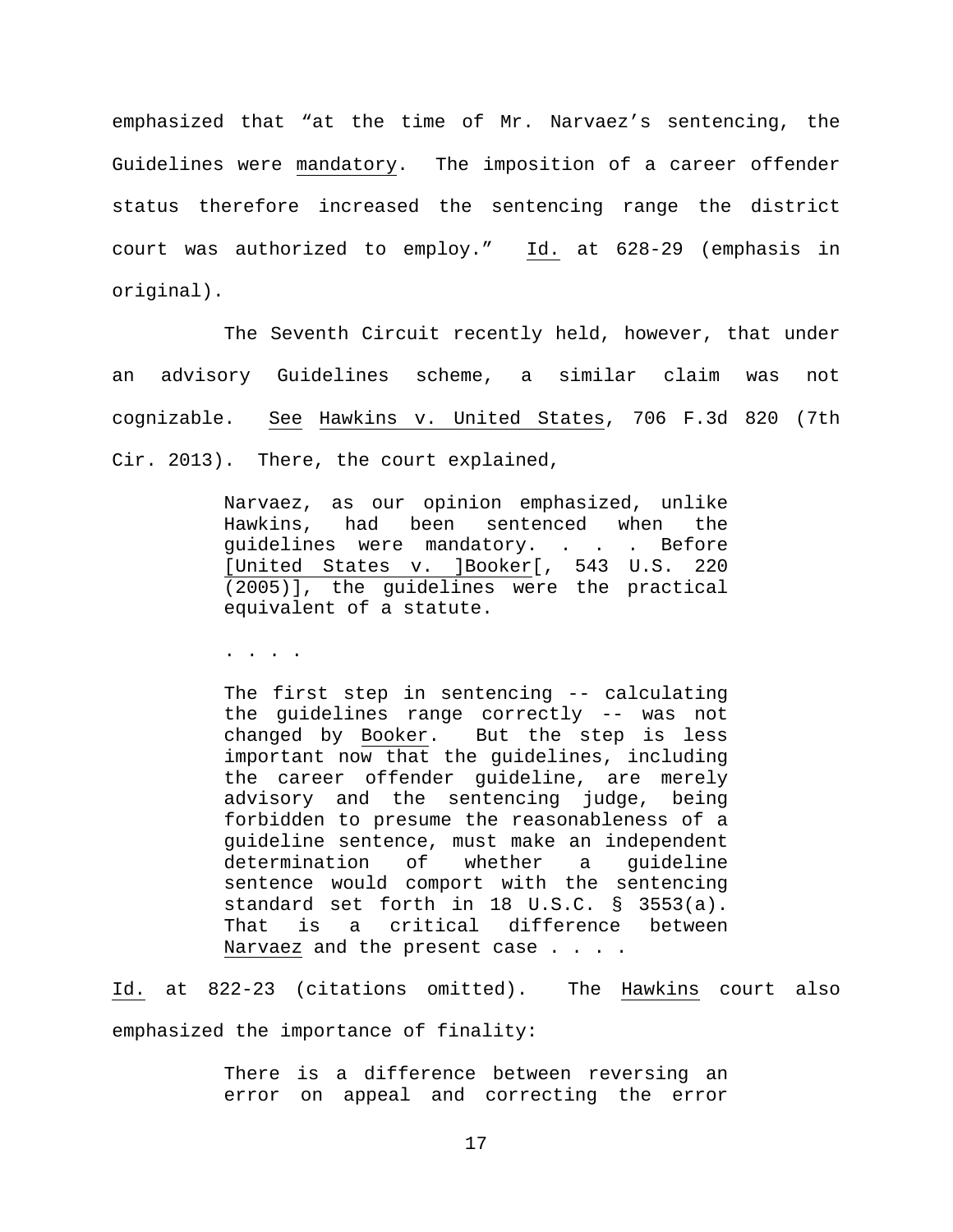emphasized that "at the time of Mr. Narvaez's sentencing, the Guidelines were mandatory. The imposition of a career offender status therefore increased the sentencing range the district court was authorized to employ." Id. at 628-29 (emphasis in original).

The Seventh Circuit recently held, however, that under an advisory Guidelines scheme, a similar claim was not cognizable. See Hawkins v. United States, 706 F.3d 820 (7th Cir. 2013). There, the court explained,

> Narvaez, as our opinion emphasized, unlike Hawkins, had been sentenced when the guidelines were mandatory. . . . Before [United States v. ]Booker[, 543 U.S. 220 (2005)], the guidelines were the practical equivalent of a statute.
>
> . . . .
>
> The first step in sentencing -- calculating the guidelines range correctly -- was not changed by Booker. But the step is less important now that the guidelines, including the career offender guideline, are merely advisory and the sentencing judge, being forbidden to presume the reasonableness of a guideline sentence, must make an independent determination of whether a guideline sentence would comport with the sentencing standard set forth in 18 U.S.C. § 3553(a). That is a critical difference between Narvaez and the present case . . . .

Id. at 822-23 (citations omitted). The Hawkins court also emphasized the importance of finality:

> There is a difference between reversing an error on appeal and correcting the error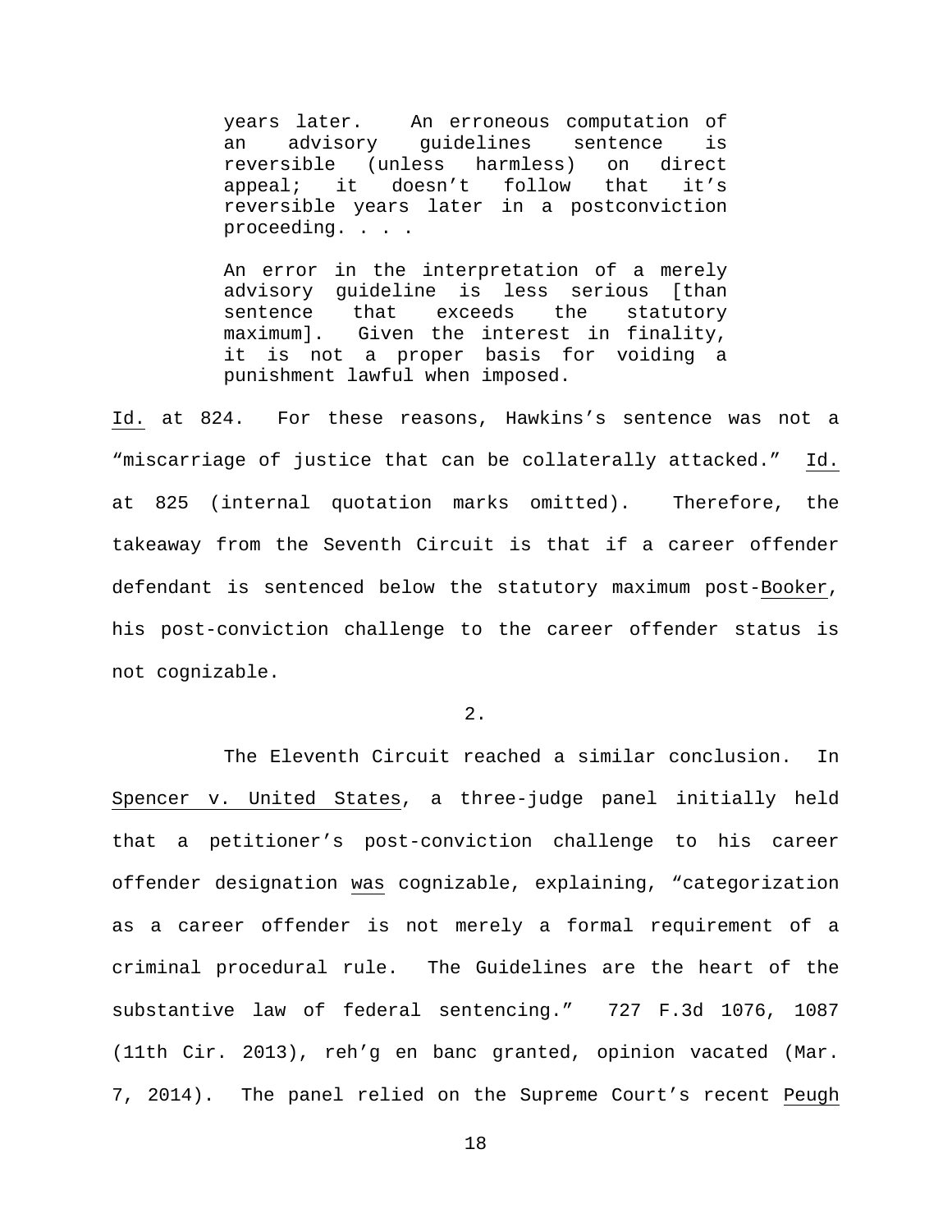> years later. An erroneous computation of an advisory guidelines sentence is reversible (unless harmless) on direct appeal; it doesn't follow that it's reversible years later in a postconviction proceeding. . . .
>
> An error in the interpretation of a merely advisory guideline is less serious [than sentence that exceeds the statutory maximum]. Given the interest in finality, it is not a proper basis for voiding a punishment lawful when imposed.

Id. at 824. For these reasons, Hawkins's sentence was not a "miscarriage of justice that can be collaterally attacked." Id. at 825 (internal quotation marks omitted). Therefore, the takeaway from the Seventh Circuit is that if a career offender defendant is sentenced below the statutory maximum post-Booker, his post-conviction challenge to the career offender status is not cognizable.

2.

The Eleventh Circuit reached a similar conclusion. In Spencer v. United States, a three-judge panel initially held that a petitioner's post-conviction challenge to his career offender designation was cognizable, explaining, "categorization as a career offender is not merely a formal requirement of a criminal procedural rule. The Guidelines are the heart of the substantive law of federal sentencing." 727 F.3d 1076, 1087 (11th Cir. 2013), reh'g en banc granted, opinion vacated (Mar. 7, 2014). The panel relied on the Supreme Court's recent Peugh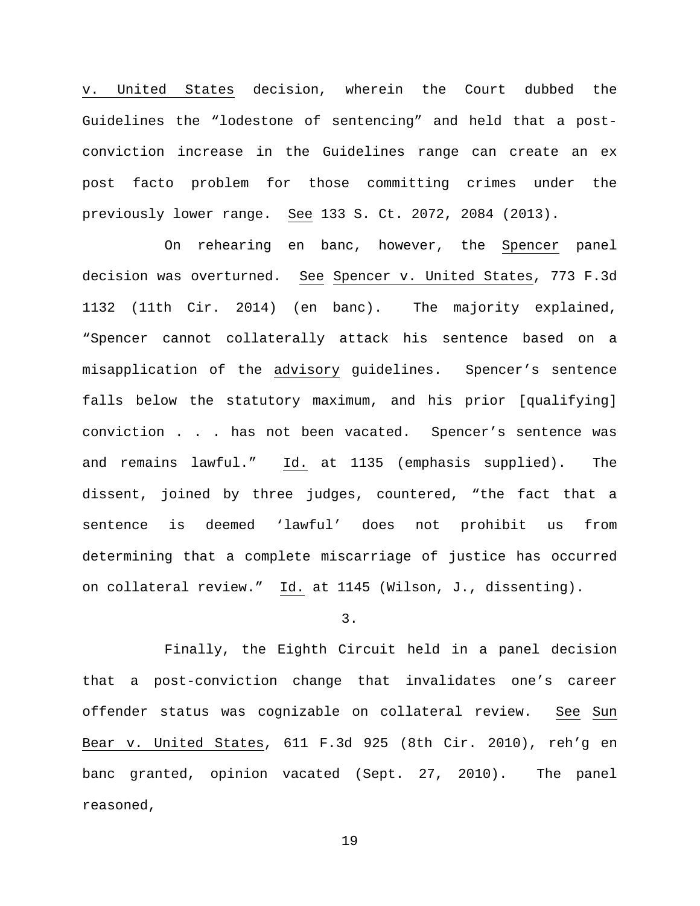_v. United States_ decision, wherein the Court dubbed the Guidelines the "lodestone of sentencing" and held that a post-conviction increase in the Guidelines range can create an ex post facto problem for those committing crimes under the previously lower range. _See_ 133 S. Ct. 2072, 2084 (2013).

On rehearing en banc, however, the _Spencer_ panel decision was overturned. _See_ _Spencer v. United States_, 773 F.3d 1132 (11th Cir. 2014) (en banc). The majority explained, "Spencer cannot collaterally attack his sentence based on a misapplication of the _advisory_ guidelines. Spencer's sentence falls below the statutory maximum, and his prior [qualifying] conviction . . . has not been vacated. Spencer's sentence was and remains lawful." _Id._ at 1135 (emphasis supplied). The dissent, joined by three judges, countered, "the fact that a sentence is deemed 'lawful' does not prohibit us from determining that a complete miscarriage of justice has occurred on collateral review." _Id._ at 1145 (Wilson, J., dissenting).

3.

Finally, the Eighth Circuit held in a panel decision that a post-conviction change that invalidates one's career offender status was cognizable on collateral review. _See_ _Sun Bear v. United States_, 611 F.3d 925 (8th Cir. 2010), reh'g en banc granted, opinion vacated (Sept. 27, 2010). The panel reasoned,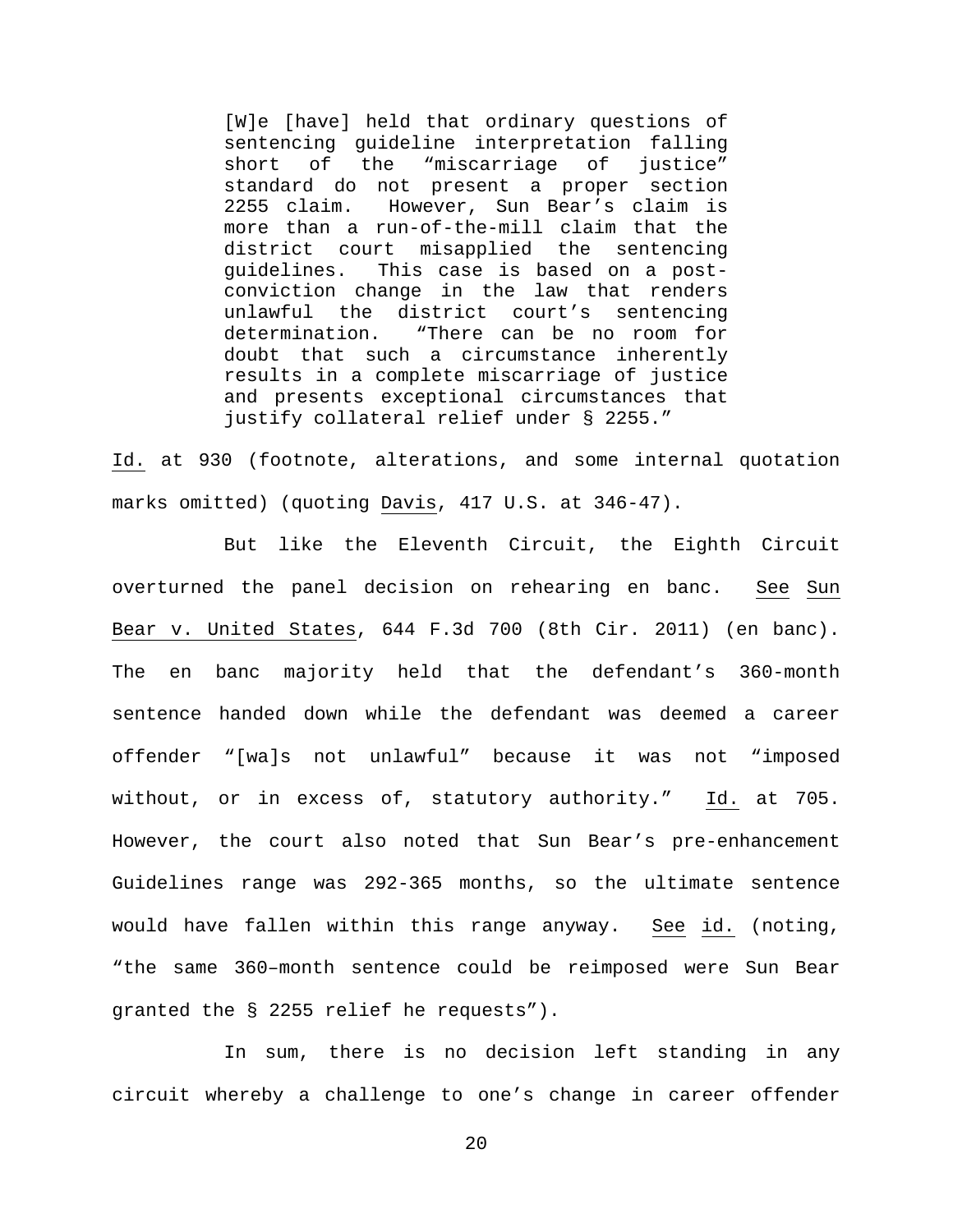> [W]e [have] held that ordinary questions of sentencing guideline interpretation falling short of the "miscarriage of justice" standard do not present a proper section 2255 claim. However, Sun Bear's claim is more than a run-of-the-mill claim that the district court misapplied the sentencing guidelines. This case is based on a post-conviction change in the law that renders unlawful the district court's sentencing determination. "There can be no room for doubt that such a circumstance inherently results in a complete miscarriage of justice and presents exceptional circumstances that justify collateral relief under § 2255."

Id. at 930 (footnote, alterations, and some internal quotation marks omitted) (quoting Davis, 417 U.S. at 346-47).

But like the Eleventh Circuit, the Eighth Circuit overturned the panel decision on rehearing en banc. See Sun Bear v. United States, 644 F.3d 700 (8th Cir. 2011) (en banc). The en banc majority held that the defendant's 360-month sentence handed down while the defendant was deemed a career offender "[wa]s not unlawful" because it was not "imposed without, or in excess of, statutory authority." Id. at 705. However, the court also noted that Sun Bear's pre-enhancement Guidelines range was 292-365 months, so the ultimate sentence would have fallen within this range anyway. See id. (noting, "the same 360–month sentence could be reimposed were Sun Bear granted the § 2255 relief he requests").

In sum, there is no decision left standing in any circuit whereby a challenge to one's change in career offender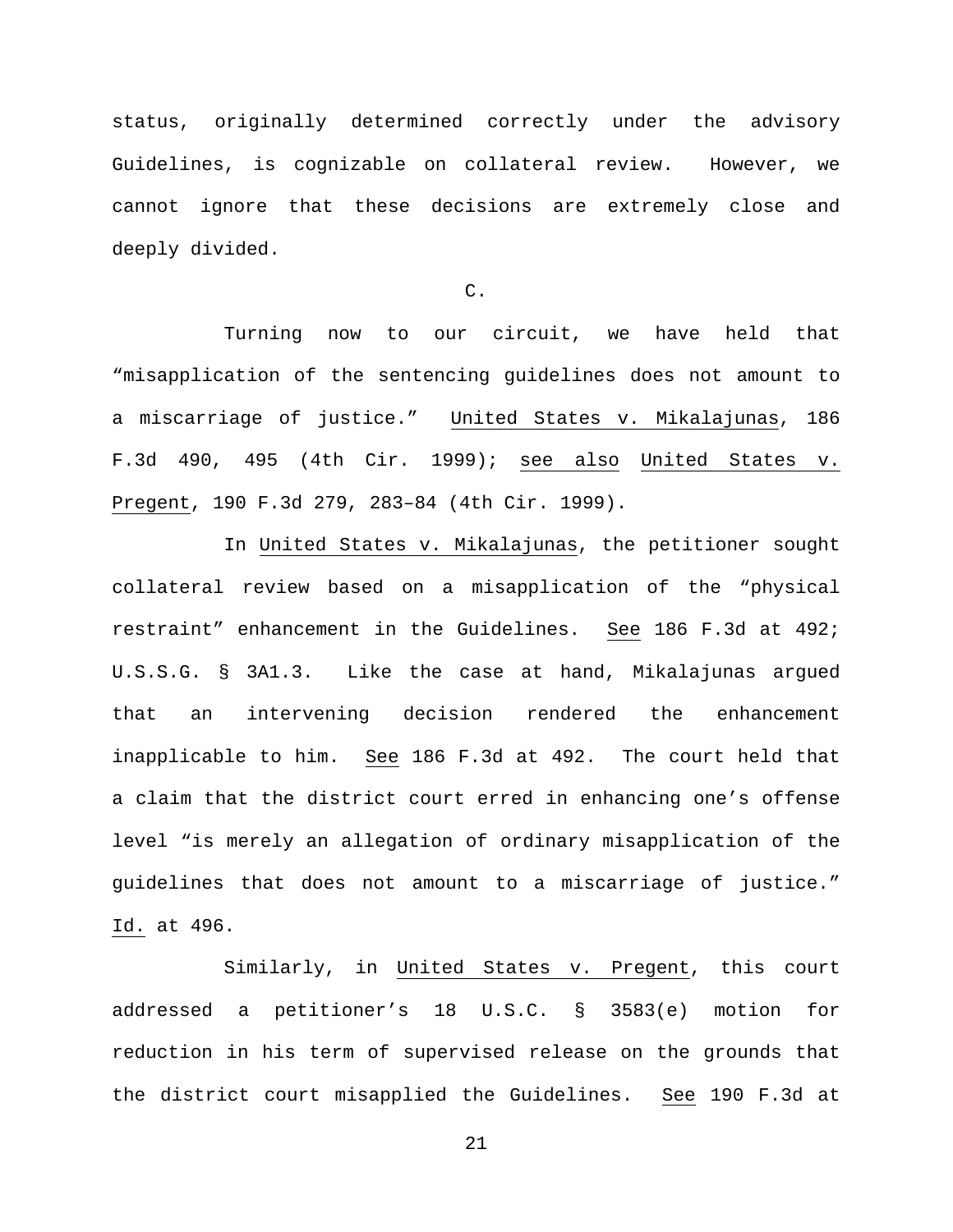status, originally determined correctly under the advisory Guidelines, is cognizable on collateral review. However, we cannot ignore that these decisions are extremely close and deeply divided.

C.

Turning now to our circuit, we have held that "misapplication of the sentencing guidelines does not amount to a miscarriage of justice." United States v. Mikalajunas, 186 F.3d 490, 495 (4th Cir. 1999); see also United States v. Pregent, 190 F.3d 279, 283–84 (4th Cir. 1999).

In United States v. Mikalajunas, the petitioner sought collateral review based on a misapplication of the "physical restraint" enhancement in the Guidelines. See 186 F.3d at 492; U.S.S.G. § 3A1.3. Like the case at hand, Mikalajunas argued that an intervening decision rendered the enhancement inapplicable to him. See 186 F.3d at 492. The court held that a claim that the district court erred in enhancing one's offense level "is merely an allegation of ordinary misapplication of the guidelines that does not amount to a miscarriage of justice." Id. at 496.

Similarly, in United States v. Pregent, this court addressed a petitioner's 18 U.S.C. § 3583(e) motion for reduction in his term of supervised release on the grounds that the district court misapplied the Guidelines. See 190 F.3d at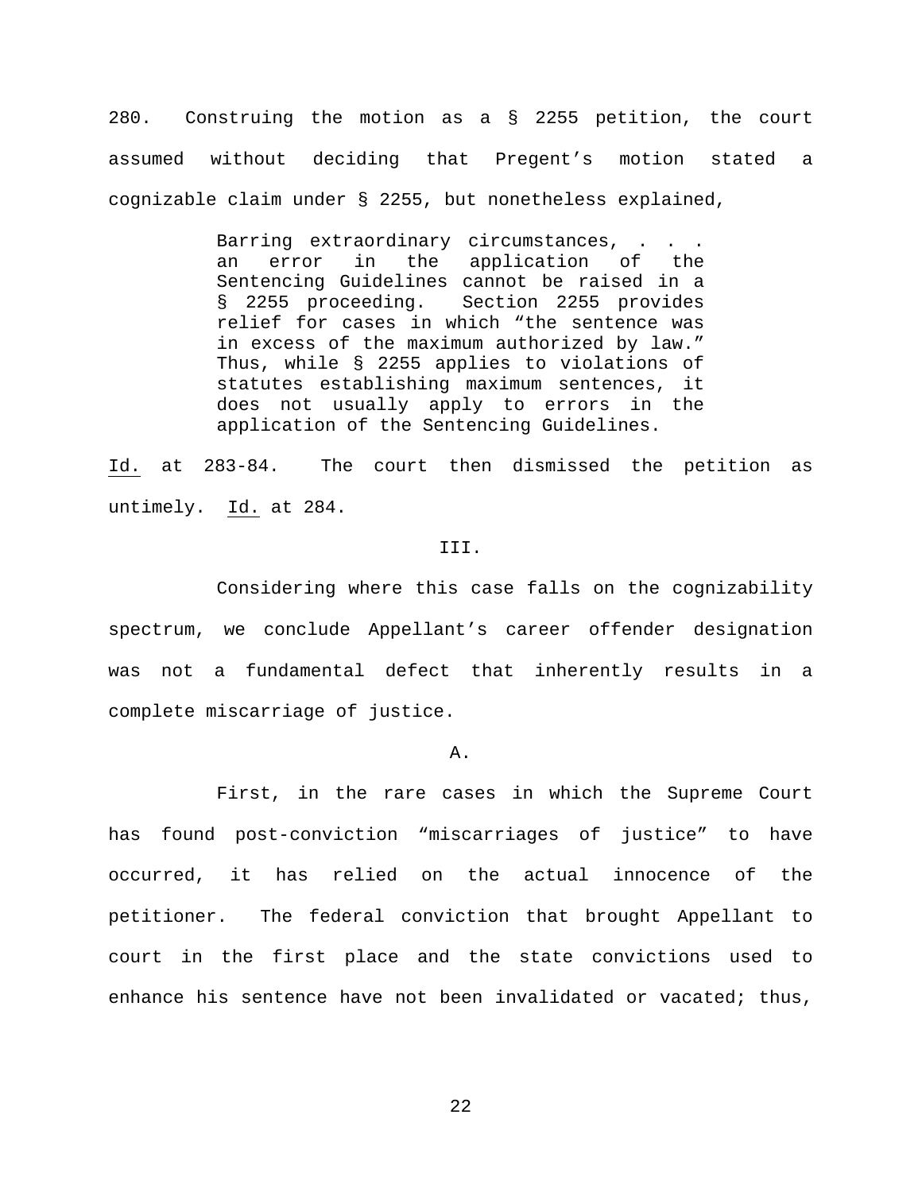280. Construing the motion as a § 2255 petition, the court assumed without deciding that Pregent's motion stated a cognizable claim under § 2255, but nonetheless explained,

> Barring extraordinary circumstances, . . . an error in the application of the Sentencing Guidelines cannot be raised in a § 2255 proceeding. Section 2255 provides relief for cases in which "the sentence was in excess of the maximum authorized by law." Thus, while § 2255 applies to violations of statutes establishing maximum sentences, it does not usually apply to errors in the application of the Sentencing Guidelines.

Id. at 283-84. The court then dismissed the petition as untimely. Id. at 284.

III.

Considering where this case falls on the cognizability spectrum, we conclude Appellant's career offender designation was not a fundamental defect that inherently results in a complete miscarriage of justice.

A.

First, in the rare cases in which the Supreme Court has found post-conviction "miscarriages of justice" to have occurred, it has relied on the actual innocence of the petitioner. The federal conviction that brought Appellant to court in the first place and the state convictions used to enhance his sentence have not been invalidated or vacated; thus,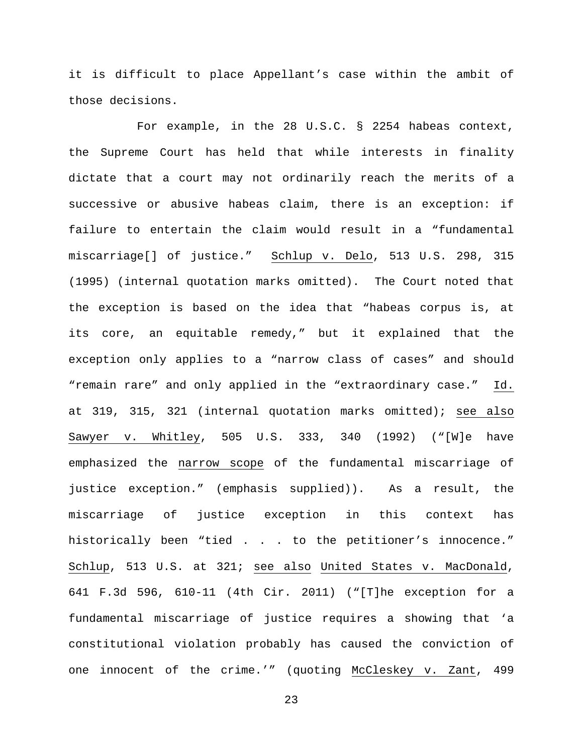it is difficult to place Appellant's case within the ambit of those decisions.

For example, in the 28 U.S.C. § 2254 habeas context, the Supreme Court has held that while interests in finality dictate that a court may not ordinarily reach the merits of a successive or abusive habeas claim, there is an exception: if failure to entertain the claim would result in a "fundamental miscarriage[] of justice." Schlup v. Delo, 513 U.S. 298, 315 (1995) (internal quotation marks omitted). The Court noted that the exception is based on the idea that "habeas corpus is, at its core, an equitable remedy," but it explained that the exception only applies to a "narrow class of cases" and should "remain rare" and only applied in the "extraordinary case." Id. at 319, 315, 321 (internal quotation marks omitted); see also Sawyer v. Whitley, 505 U.S. 333, 340 (1992) ("[W]e have emphasized the narrow scope of the fundamental miscarriage of justice exception." (emphasis supplied)). As a result, the miscarriage of justice exception in this context has historically been "tied . . . to the petitioner's innocence." Schlup, 513 U.S. at 321; see also United States v. MacDonald, 641 F.3d 596, 610-11 (4th Cir. 2011) ("[T]he exception for a fundamental miscarriage of justice requires a showing that 'a constitutional violation probably has caused the conviction of one innocent of the crime.'" (quoting McCleskey v. Zant, 499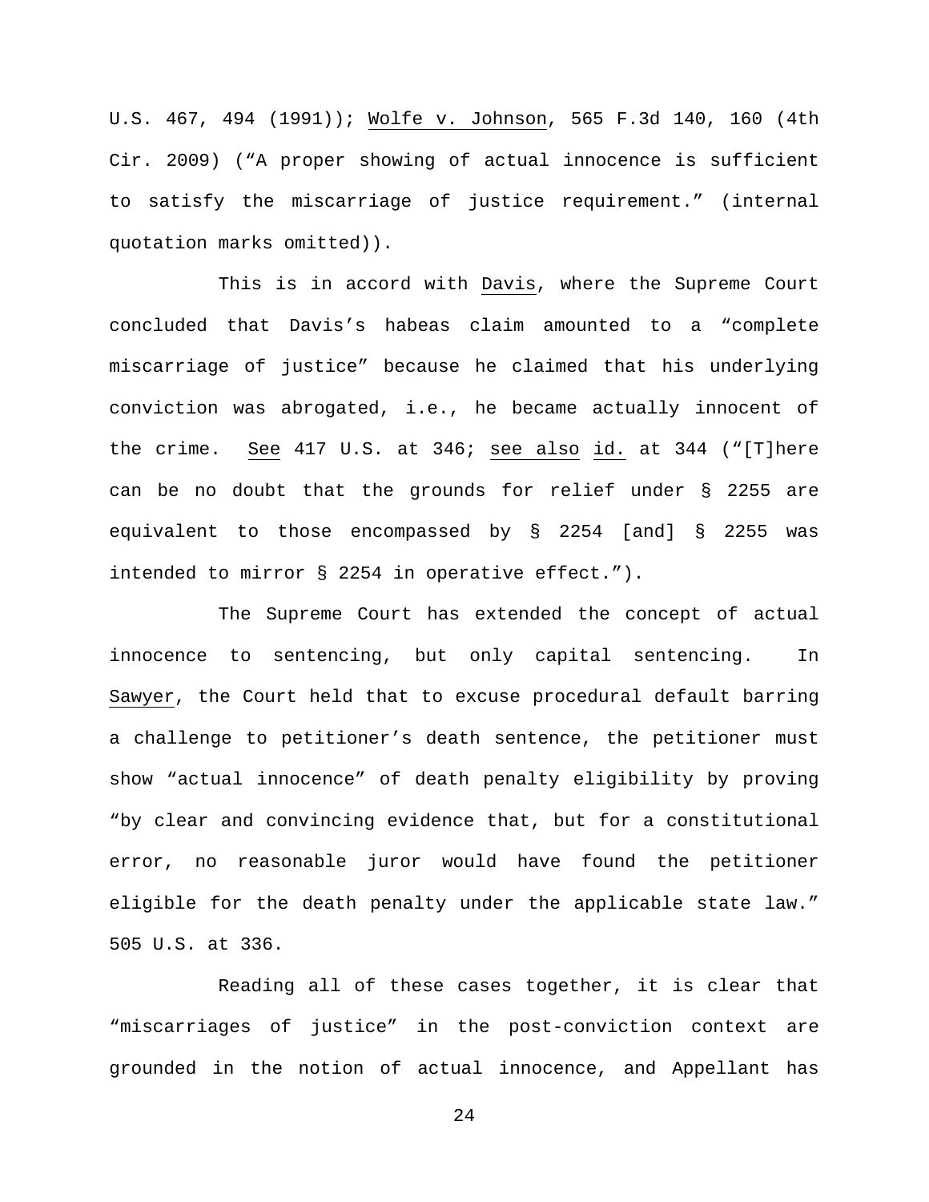U.S. 467, 494 (1991)); Wolfe v. Johnson, 565 F.3d 140, 160 (4th Cir. 2009) ("A proper showing of actual innocence is sufficient to satisfy the miscarriage of justice requirement." (internal quotation marks omitted)).

This is in accord with Davis, where the Supreme Court concluded that Davis's habeas claim amounted to a "complete miscarriage of justice" because he claimed that his underlying conviction was abrogated, i.e., he became actually innocent of the crime. See 417 U.S. at 346; see also id. at 344 ("[T]here can be no doubt that the grounds for relief under § 2255 are equivalent to those encompassed by § 2254 [and] § 2255 was intended to mirror § 2254 in operative effect.").

The Supreme Court has extended the concept of actual innocence to sentencing, but only capital sentencing. In Sawyer, the Court held that to excuse procedural default barring a challenge to petitioner's death sentence, the petitioner must show "actual innocence" of death penalty eligibility by proving "by clear and convincing evidence that, but for a constitutional error, no reasonable juror would have found the petitioner eligible for the death penalty under the applicable state law." 505 U.S. at 336.

Reading all of these cases together, it is clear that "miscarriages of justice" in the post-conviction context are grounded in the notion of actual innocence, and Appellant has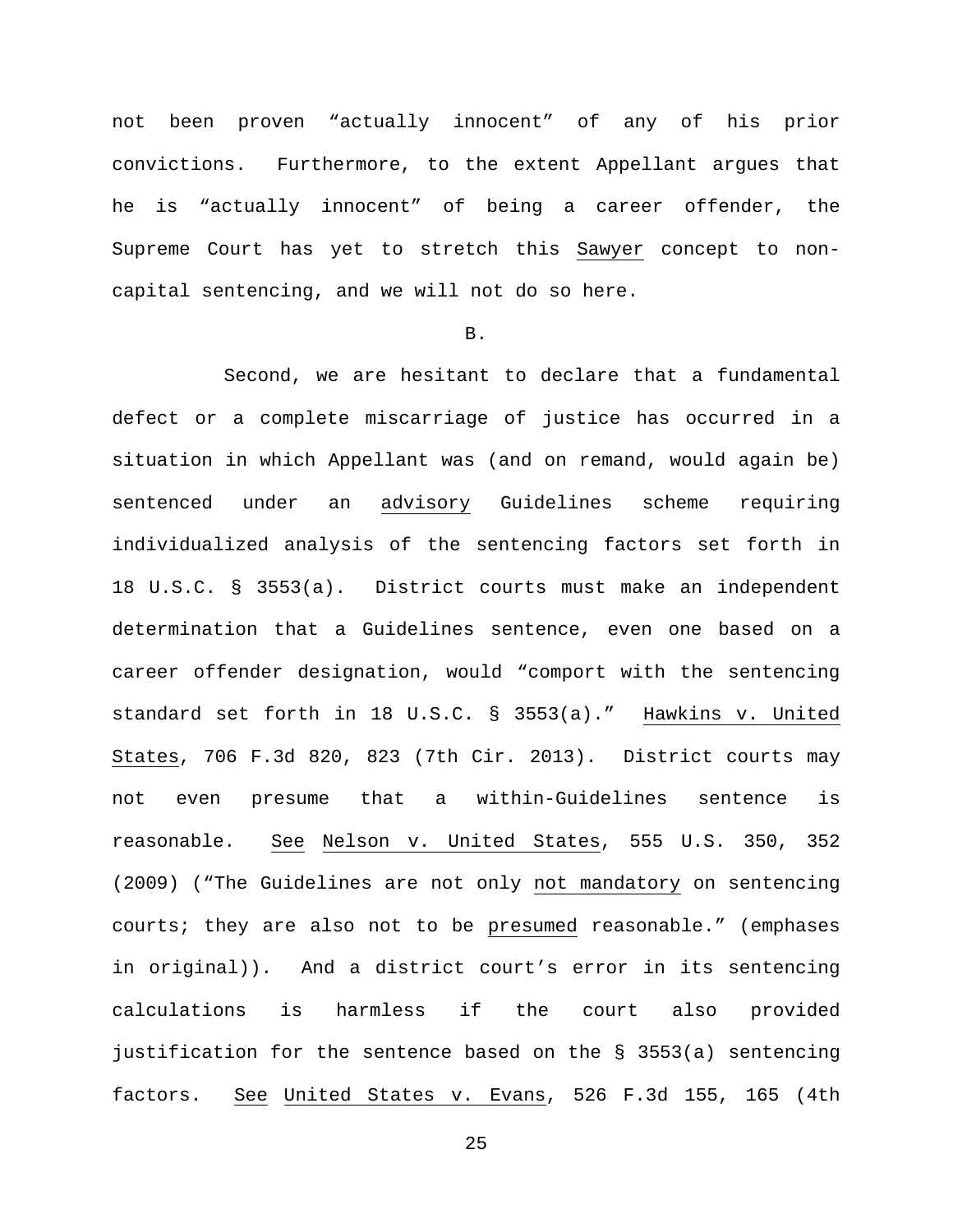not been proven "actually innocent" of any of his prior convictions. Furthermore, to the extent Appellant argues that he is "actually innocent" of being a career offender, the Supreme Court has yet to stretch this Sawyer concept to non-capital sentencing, and we will not do so here.

B.

Second, we are hesitant to declare that a fundamental defect or a complete miscarriage of justice has occurred in a situation in which Appellant was (and on remand, would again be) sentenced under an advisory Guidelines scheme requiring individualized analysis of the sentencing factors set forth in 18 U.S.C. § 3553(a). District courts must make an independent determination that a Guidelines sentence, even one based on a career offender designation, would "comport with the sentencing standard set forth in 18 U.S.C. § 3553(a)." Hawkins v. United States, 706 F.3d 820, 823 (7th Cir. 2013). District courts may not even presume that a within-Guidelines sentence is reasonable. See Nelson v. United States, 555 U.S. 350, 352 (2009) ("The Guidelines are not only not mandatory on sentencing courts; they are also not to be presumed reasonable." (emphases in original)). And a district court's error in its sentencing calculations is harmless if the court also provided justification for the sentence based on the § 3553(a) sentencing factors. See United States v. Evans, 526 F.3d 155, 165 (4th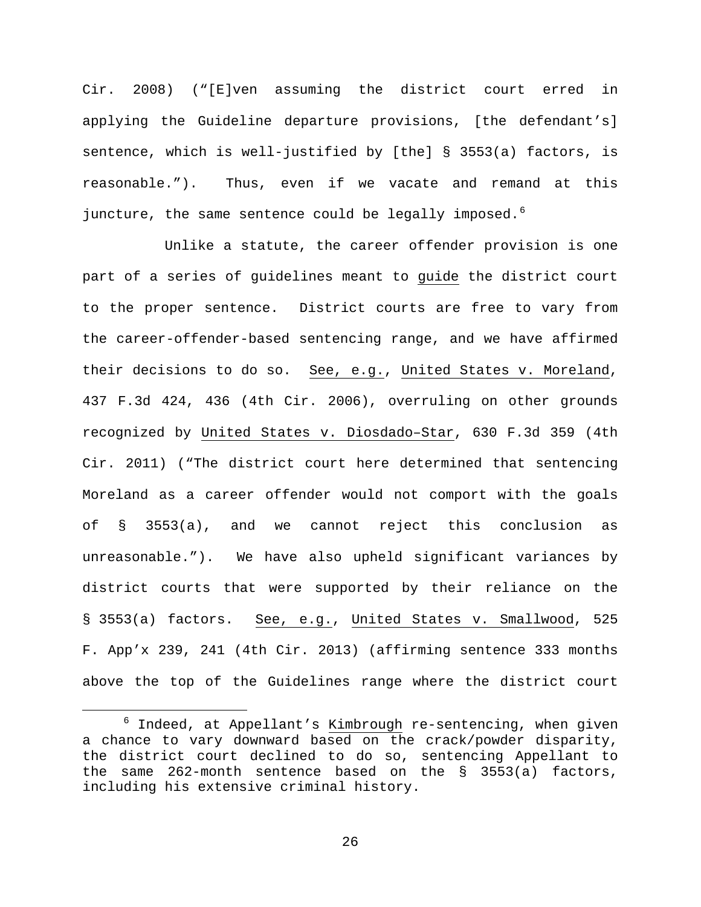Cir. 2008) ("[E]ven assuming the district court erred in applying the Guideline departure provisions, [the defendant's] sentence, which is well-justified by [the] § 3553(a) factors, is reasonable."). Thus, even if we vacate and remand at this juncture, the same sentence could be legally imposed.[6]

Unlike a statute, the career offender provision is one part of a series of guidelines meant to guide the district court to the proper sentence. District courts are free to vary from the career-offender-based sentencing range, and we have affirmed their decisions to do so. See, e.g., United States v. Moreland, 437 F.3d 424, 436 (4th Cir. 2006), overruling on other grounds recognized by United States v. Diosdado–Star, 630 F.3d 359 (4th Cir. 2011) ("The district court here determined that sentencing Moreland as a career offender would not comport with the goals of § 3553(a), and we cannot reject this conclusion as unreasonable."). We have also upheld significant variances by district courts that were supported by their reliance on the § 3553(a) factors. See, e.g., United States v. Smallwood, 525 F. App'x 239, 241 (4th Cir. 2013) (affirming sentence 333 months above the top of the Guidelines range where the district court

[6] Indeed, at Appellant's Kimbrough re-sentencing, when given a chance to vary downward based on the crack/powder disparity, the district court declined to do so, sentencing Appellant to the same 262-month sentence based on the § 3553(a) factors, including his extensive criminal history.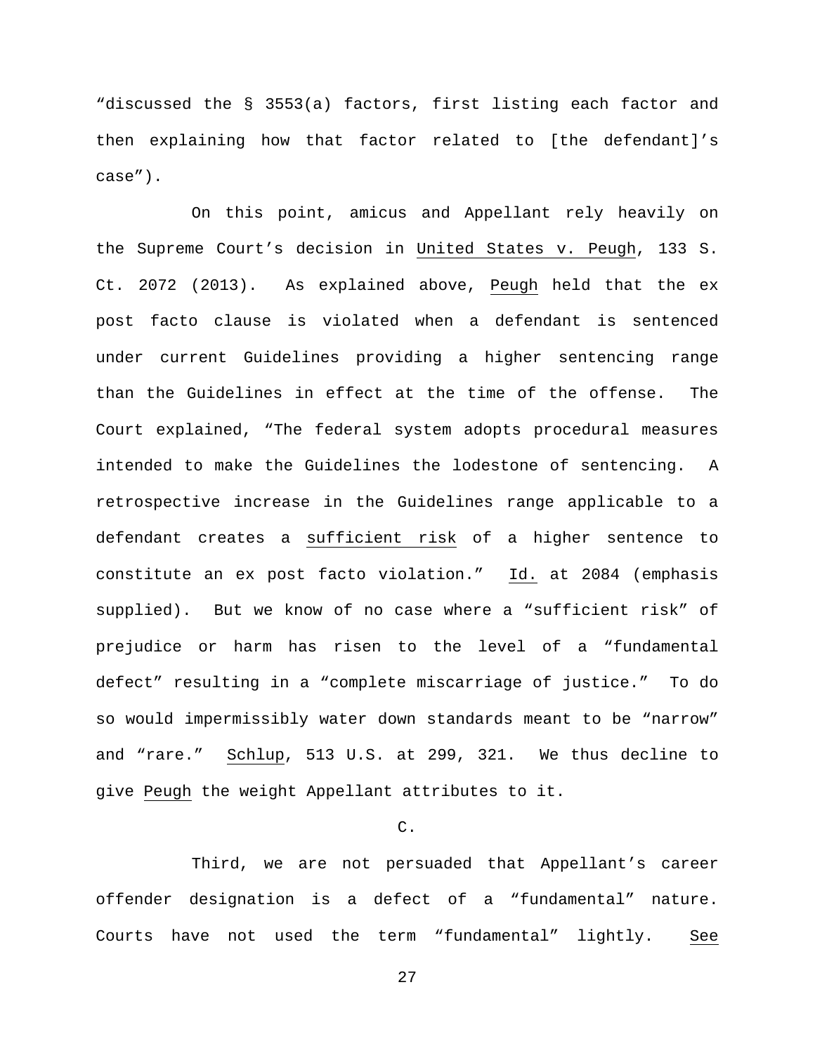"discussed the § 3553(a) factors, first listing each factor and then explaining how that factor related to [the defendant]'s case").

On this point, amicus and Appellant rely heavily on the Supreme Court's decision in United States v. Peugh, 133 S. Ct. 2072 (2013). As explained above, Peugh held that the ex post facto clause is violated when a defendant is sentenced under current Guidelines providing a higher sentencing range than the Guidelines in effect at the time of the offense. The Court explained, "The federal system adopts procedural measures intended to make the Guidelines the lodestone of sentencing. A retrospective increase in the Guidelines range applicable to a defendant creates a sufficient risk of a higher sentence to constitute an ex post facto violation." Id. at 2084 (emphasis supplied). But we know of no case where a "sufficient risk" of prejudice or harm has risen to the level of a "fundamental defect" resulting in a "complete miscarriage of justice." To do so would impermissibly water down standards meant to be "narrow" and "rare." Schlup, 513 U.S. at 299, 321. We thus decline to give Peugh the weight Appellant attributes to it.

C.

Third, we are not persuaded that Appellant's career offender designation is a defect of a "fundamental" nature. Courts have not used the term "fundamental" lightly. See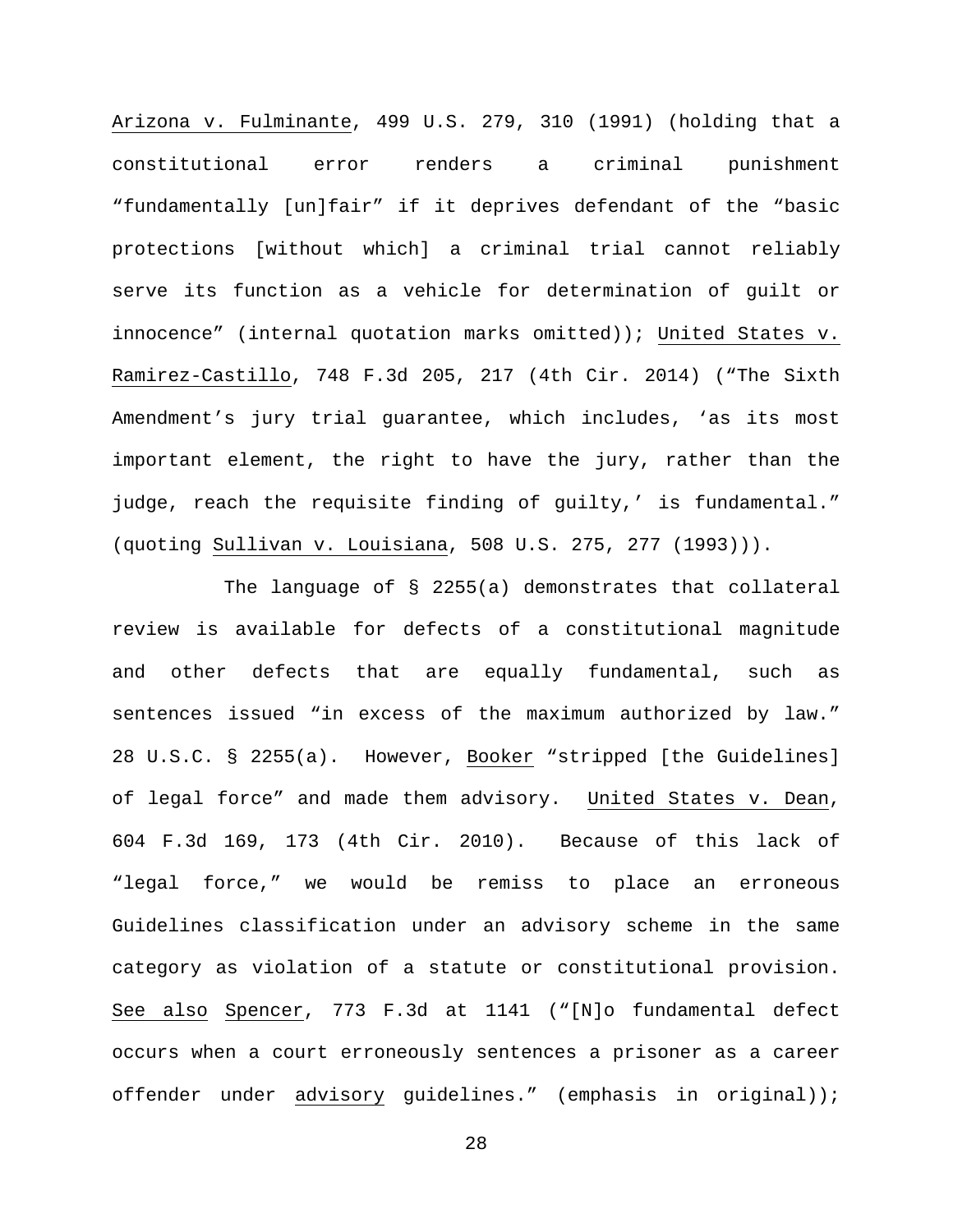Arizona v. Fulminante, 499 U.S. 279, 310 (1991) (holding that a constitutional error renders a criminal punishment "fundamentally [un]fair" if it deprives defendant of the "basic protections [without which] a criminal trial cannot reliably serve its function as a vehicle for determination of guilt or innocence" (internal quotation marks omitted)); United States v. Ramirez-Castillo, 748 F.3d 205, 217 (4th Cir. 2014) ("The Sixth Amendment's jury trial guarantee, which includes, 'as its most important element, the right to have the jury, rather than the judge, reach the requisite finding of guilty,' is fundamental." (quoting Sullivan v. Louisiana, 508 U.S. 275, 277 (1993))).

The language of § 2255(a) demonstrates that collateral review is available for defects of a constitutional magnitude and other defects that are equally fundamental, such as sentences issued "in excess of the maximum authorized by law." 28 U.S.C. § 2255(a). However, Booker "stripped [the Guidelines] of legal force" and made them advisory. United States v. Dean, 604 F.3d 169, 173 (4th Cir. 2010). Because of this lack of "legal force," we would be remiss to place an erroneous Guidelines classification under an advisory scheme in the same category as violation of a statute or constitutional provision. See also Spencer, 773 F.3d at 1141 ("[N]o fundamental defect occurs when a court erroneously sentences a prisoner as a career offender under advisory guidelines." (emphasis in original));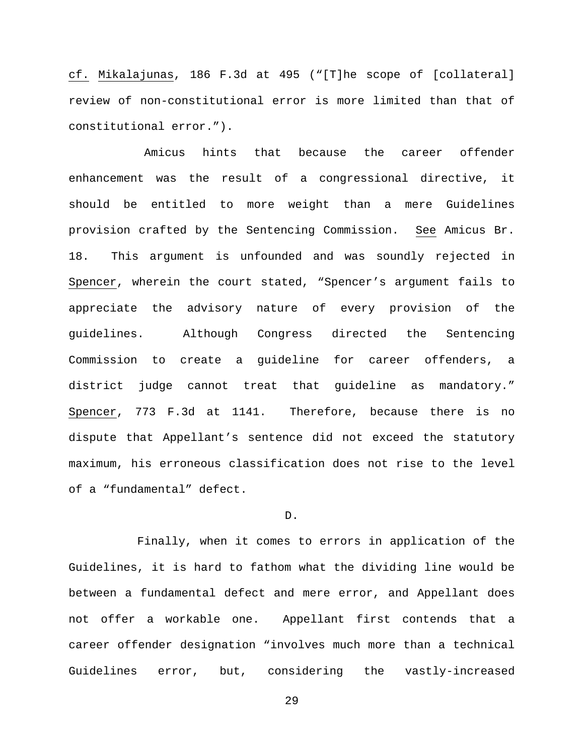cf. Mikalajunas, 186 F.3d at 495 ("[T]he scope of [collateral] review of non-constitutional error is more limited than that of constitutional error.").

Amicus hints that because the career offender enhancement was the result of a congressional directive, it should be entitled to more weight than a mere Guidelines provision crafted by the Sentencing Commission. See Amicus Br. 18. This argument is unfounded and was soundly rejected in Spencer, wherein the court stated, "Spencer's argument fails to appreciate the advisory nature of every provision of the guidelines. Although Congress directed the Sentencing Commission to create a guideline for career offenders, a district judge cannot treat that guideline as mandatory." Spencer, 773 F.3d at 1141. Therefore, because there is no dispute that Appellant's sentence did not exceed the statutory maximum, his erroneous classification does not rise to the level of a "fundamental" defect.

D.

Finally, when it comes to errors in application of the Guidelines, it is hard to fathom what the dividing line would be between a fundamental defect and mere error, and Appellant does not offer a workable one. Appellant first contends that a career offender designation "involves much more than a technical Guidelines error, but, considering the vastly-increased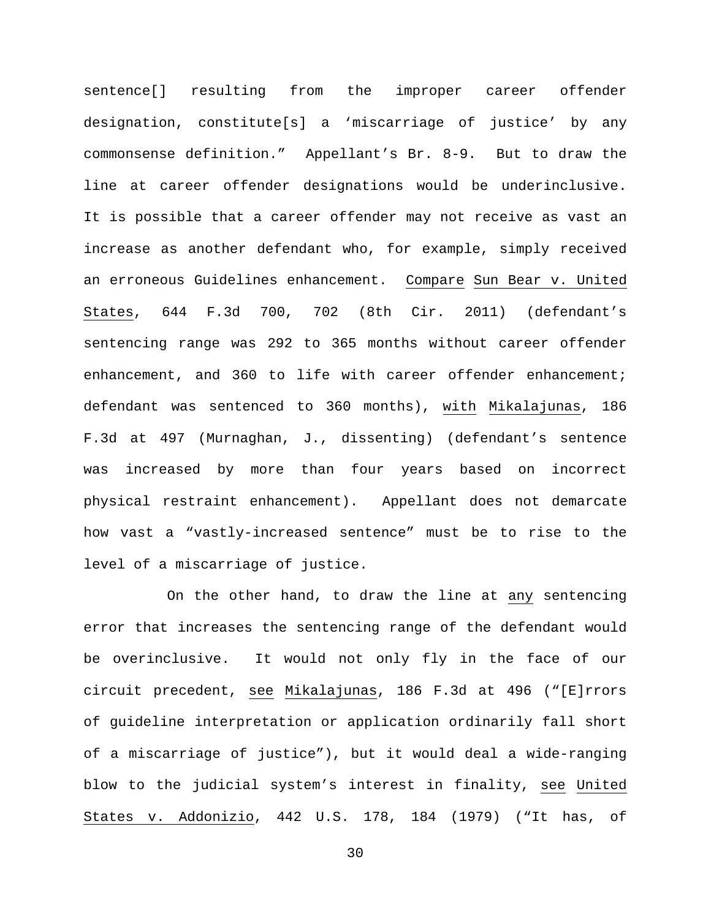sentence[] resulting from the improper career offender designation, constitute[s] a 'miscarriage of justice' by any commonsense definition." Appellant's Br. 8-9. But to draw the line at career offender designations would be underinclusive. It is possible that a career offender may not receive as vast an increase as another defendant who, for example, simply received an erroneous Guidelines enhancement. Compare Sun Bear v. United States, 644 F.3d 700, 702 (8th Cir. 2011) (defendant's sentencing range was 292 to 365 months without career offender enhancement, and 360 to life with career offender enhancement; defendant was sentenced to 360 months), with Mikalajunas, 186 F.3d at 497 (Murnaghan, J., dissenting) (defendant's sentence was increased by more than four years based on incorrect physical restraint enhancement). Appellant does not demarcate how vast a "vastly-increased sentence" must be to rise to the level of a miscarriage of justice.

On the other hand, to draw the line at any sentencing error that increases the sentencing range of the defendant would be overinclusive. It would not only fly in the face of our circuit precedent, see Mikalajunas, 186 F.3d at 496 ("[E]rrors of guideline interpretation or application ordinarily fall short of a miscarriage of justice"), but it would deal a wide-ranging blow to the judicial system's interest in finality, see United States v. Addonizio, 442 U.S. 178, 184 (1979) ("It has, of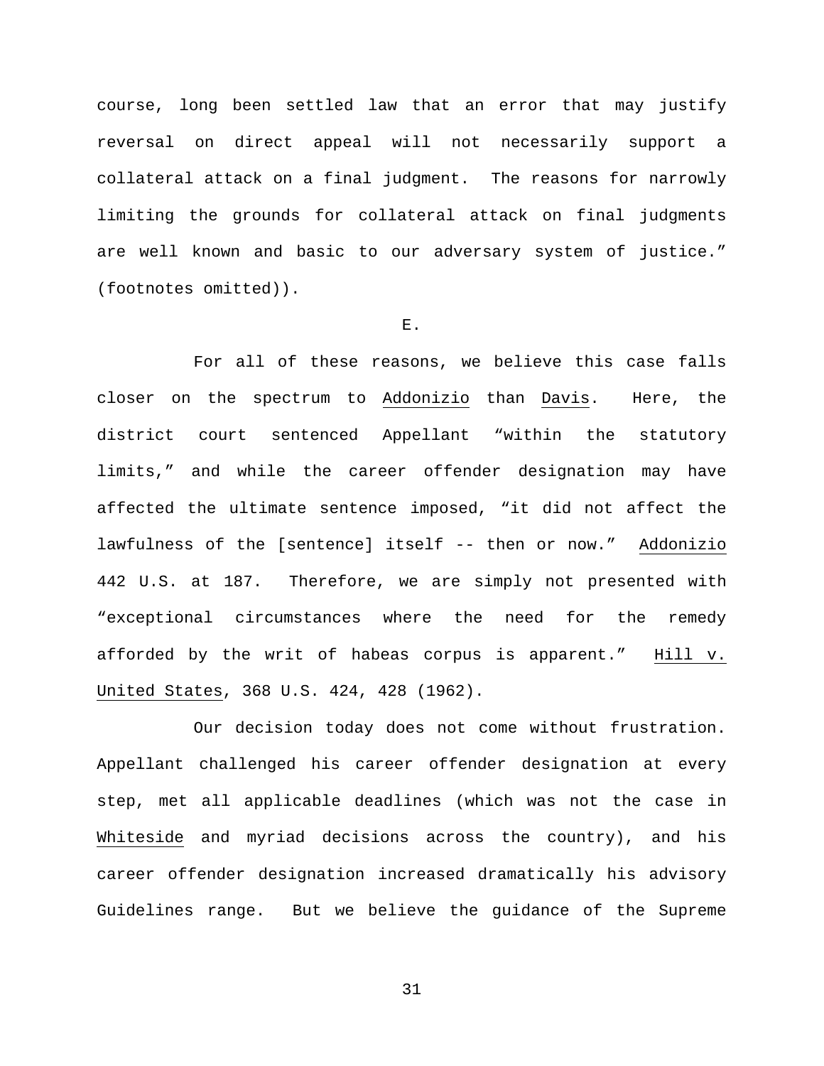course, long been settled law that an error that may justify reversal on direct appeal will not necessarily support a collateral attack on a final judgment. The reasons for narrowly limiting the grounds for collateral attack on final judgments are well known and basic to our adversary system of justice." (footnotes omitted)).

E.

For all of these reasons, we believe this case falls closer on the spectrum to Addonizio than Davis. Here, the district court sentenced Appellant "within the statutory limits," and while the career offender designation may have affected the ultimate sentence imposed, "it did not affect the lawfulness of the [sentence] itself -- then or now." Addonizio 442 U.S. at 187. Therefore, we are simply not presented with "exceptional circumstances where the need for the remedy afforded by the writ of habeas corpus is apparent." Hill v. United States, 368 U.S. 424, 428 (1962).

Our decision today does not come without frustration. Appellant challenged his career offender designation at every step, met all applicable deadlines (which was not the case in Whiteside and myriad decisions across the country), and his career offender designation increased dramatically his advisory Guidelines range. But we believe the guidance of the Supreme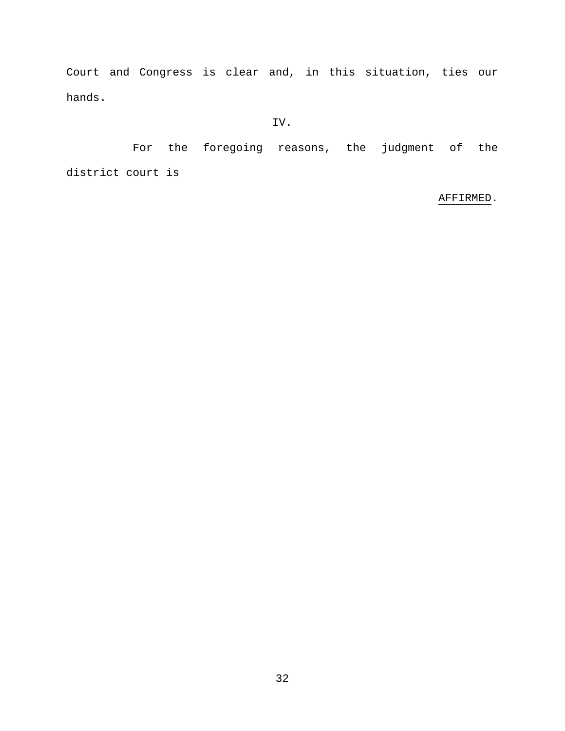Court and Congress is clear and, in this situation, ties our hands.

## IV.

For the foregoing reasons, the judgment of the district court is

AFFIRMED.